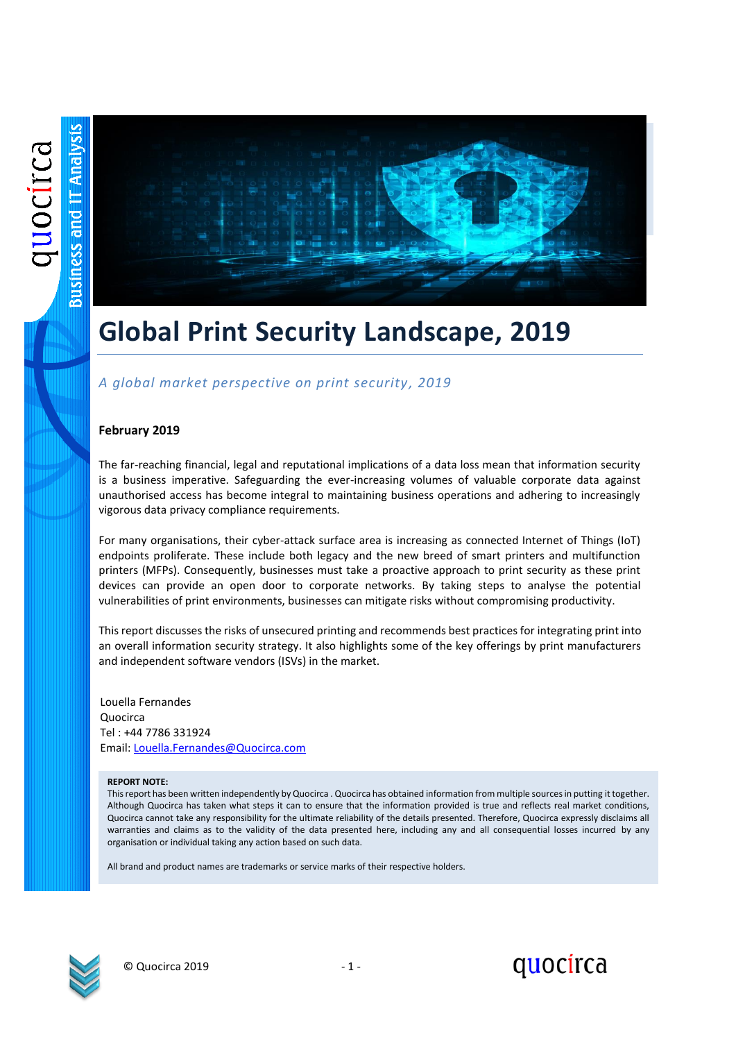# Global Print Security Landscape, 2019

*A global market perspective on print security, 2019*

**February 2019**

The far-reaching financial, legal and reputational implications of a data loss mean that information security is a business imperative. Safeguarding the ever-increasing volumes of valuable corporate data against unauthorised access has become integral to maintaining business operations and adhering to increasingly vigorous data privacy compliance requirements.

For many organisations, their cyber-attack surface area is increasing as connected Internet of Things (IoT) endpoints proliferate. These include both legacy and the new breed of smart printers and multifunction printers (MFPs). Consequently, businesses must take a proactive approach to print security as these print devices can provide an open door to corporate networks. By taking steps to analyse the potential vulnerabilities of print environments, businesses can mitigate risks without compromising productivity.

This report discusses the risks of unsecured printing and recommends best practices for integrating print into an overall information security strategy. It also highlights some of the key offerings by print manufacturers and independent software vendors (ISVs) in the market.

Louella Fernandes
Quocirca
Tel : +44 7786 331924
Email: Louella.Fernandes@Quocirca.com

**REPORT NOTE:**
This report has been written independently by Quocirca . Quocirca has obtained information from multiple sources in putting it together. Although Quocirca has taken what steps it can to ensure that the information provided is true and reflects real market conditions, Quocirca cannot take any responsibility for the ultimate reliability of the details presented. Therefore, Quocirca expressly disclaims all warranties and claims as to the validity of the data presented here, including any and all consequential losses incurred by any organisation or individual taking any action based on such data.

All brand and product names are trademarks or service marks of their respective holders.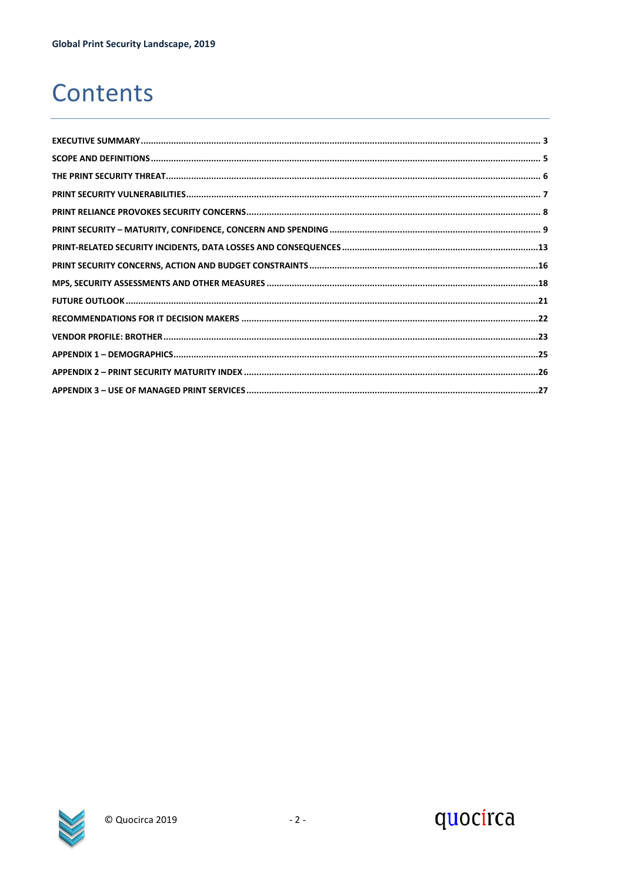# Contents

EXECUTIVE SUMMARY ........................................................................ 3
SCOPE AND DEFINITIONS ........................................................................ 5
THE PRINT SECURITY THREAT ........................................................................ 6
PRINT SECURITY VULNERABILITIES ........................................................................ 7
PRINT RELIANCE PROVOKES SECURITY CONCERNS ........................................................................ 8
PRINT SECURITY – MATURITY, CONFIDENCE, CONCERN AND SPENDING ........................................................................ 9
PRINT-RELATED SECURITY INCIDENTS, DATA LOSSES AND CONSEQUENCES ........................................................................ 13
PRINT SECURITY CONCERNS, ACTION AND BUDGET CONSTRAINTS ........................................................................ 16
MPS, SECURITY ASSESSMENTS AND OTHER MEASURES ........................................................................ 18
FUTURE OUTLOOK ........................................................................ 21
RECOMMENDATIONS FOR IT DECISION MAKERS ........................................................................ 22
VENDOR PROFILE: BROTHER ........................................................................ 23
APPENDIX 1 – DEMOGRAPHICS ........................................................................ 25
APPENDIX 2 – PRINT SECURITY MATURITY INDEX ........................................................................ 26
APPENDIX 3 – USE OF MANAGED PRINT SERVICES ........................................................................ 27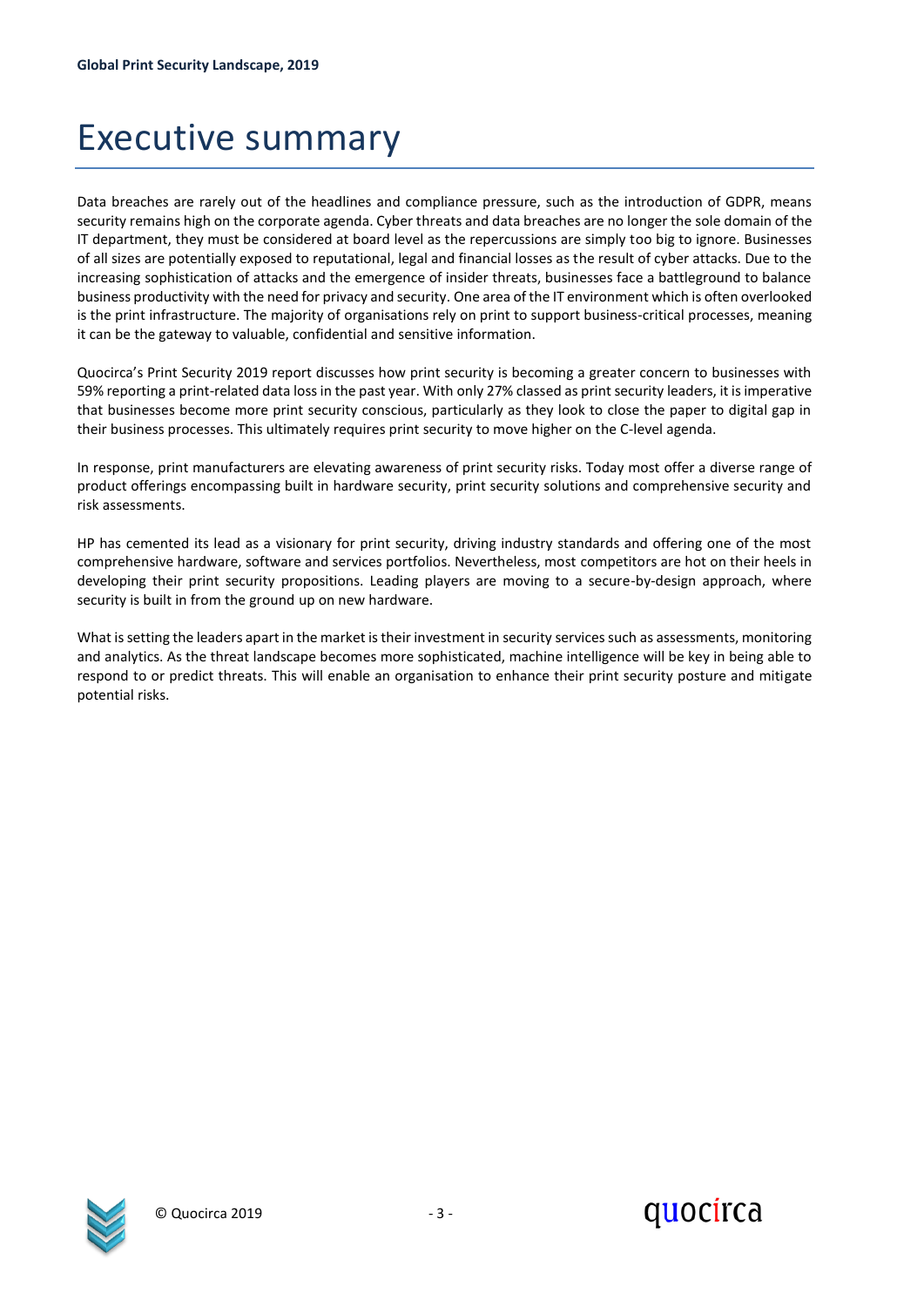# Executive summary

Data breaches are rarely out of the headlines and compliance pressure, such as the introduction of GDPR, means security remains high on the corporate agenda. Cyber threats and data breaches are no longer the sole domain of the IT department, they must be considered at board level as the repercussions are simply too big to ignore. Businesses of all sizes are potentially exposed to reputational, legal and financial losses as the result of cyber attacks. Due to the increasing sophistication of attacks and the emergence of insider threats, businesses face a battleground to balance business productivity with the need for privacy and security. One area of the IT environment which is often overlooked is the print infrastructure. The majority of organisations rely on print to support business-critical processes, meaning it can be the gateway to valuable, confidential and sensitive information.

Quocirca's Print Security 2019 report discusses how print security is becoming a greater concern to businesses with 59% reporting a print-related data loss in the past year. With only 27% classed as print security leaders, it is imperative that businesses become more print security conscious, particularly as they look to close the paper to digital gap in their business processes. This ultimately requires print security to move higher on the C-level agenda.

In response, print manufacturers are elevating awareness of print security risks. Today most offer a diverse range of product offerings encompassing built in hardware security, print security solutions and comprehensive security and risk assessments.

HP has cemented its lead as a visionary for print security, driving industry standards and offering one of the most comprehensive hardware, software and services portfolios. Nevertheless, most competitors are hot on their heels in developing their print security propositions. Leading players are moving to a secure-by-design approach, where security is built in from the ground up on new hardware.

What is setting the leaders apart in the market is their investment in security services such as assessments, monitoring and analytics. As the threat landscape becomes more sophisticated, machine intelligence will be key in being able to respond to or predict threats. This will enable an organisation to enhance their print security posture and mitigate potential risks.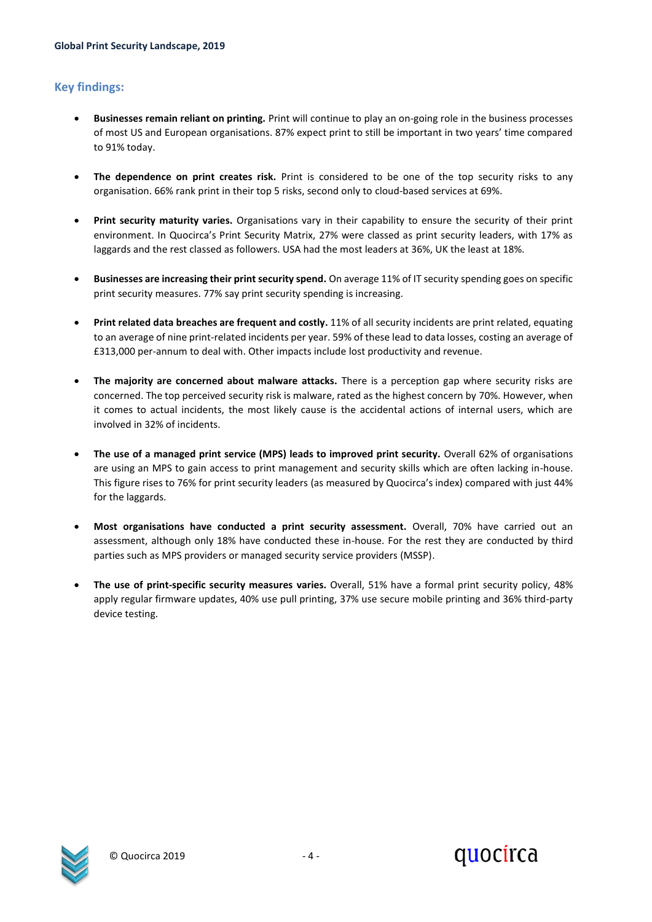## Key findings:

- **Businesses remain reliant on printing.** Print will continue to play an on-going role in the business processes of most US and European organisations. 87% expect print to still be important in two years' time compared to 91% today.

- **The dependence on print creates risk.** Print is considered to be one of the top security risks to any organisation. 66% rank print in their top 5 risks, second only to cloud-based services at 69%.

- **Print security maturity varies.** Organisations vary in their capability to ensure the security of their print environment. In Quocirca's Print Security Matrix, 27% were classed as print security leaders, with 17% as laggards and the rest classed as followers. USA had the most leaders at 36%, UK the least at 18%.

- **Businesses are increasing their print security spend.** On average 11% of IT security spending goes on specific print security measures. 77% say print security spending is increasing.

- **Print related data breaches are frequent and costly.** 11% of all security incidents are print related, equating to an average of nine print-related incidents per year. 59% of these lead to data losses, costing an average of £313,000 per-annum to deal with. Other impacts include lost productivity and revenue.

- **The majority are concerned about malware attacks.** There is a perception gap where security risks are concerned. The top perceived security risk is malware, rated as the highest concern by 70%. However, when it comes to actual incidents, the most likely cause is the accidental actions of internal users, which are involved in 32% of incidents.

- **The use of a managed print service (MPS) leads to improved print security.** Overall 62% of organisations are using an MPS to gain access to print management and security skills which are often lacking in-house. This figure rises to 76% for print security leaders (as measured by Quocirca's index) compared with just 44% for the laggards.

- **Most organisations have conducted a print security assessment.** Overall, 70% have carried out an assessment, although only 18% have conducted these in-house. For the rest they are conducted by third parties such as MPS providers or managed security service providers (MSSP).

- **The use of print-specific security measures varies.** Overall, 51% have a formal print security policy, 48% apply regular firmware updates, 40% use pull printing, 37% use secure mobile printing and 36% third-party device testing.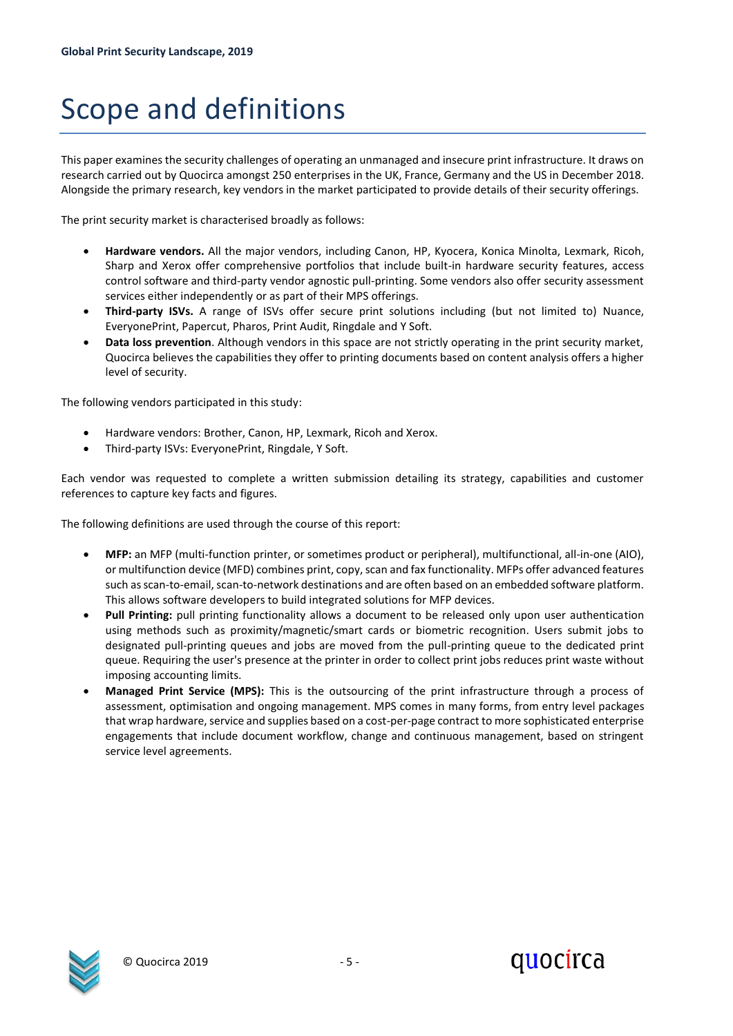# Scope and definitions

This paper examines the security challenges of operating an unmanaged and insecure print infrastructure. It draws on research carried out by Quocirca amongst 250 enterprises in the UK, France, Germany and the US in December 2018. Alongside the primary research, key vendors in the market participated to provide details of their security offerings.

The print security market is characterised broadly as follows:

- **Hardware vendors.** All the major vendors, including Canon, HP, Kyocera, Konica Minolta, Lexmark, Ricoh, Sharp and Xerox offer comprehensive portfolios that include built-in hardware security features, access control software and third-party vendor agnostic pull-printing. Some vendors also offer security assessment services either independently or as part of their MPS offerings.
- **Third-party ISVs.** A range of ISVs offer secure print solutions including (but not limited to) Nuance, EveryonePrint, Papercut, Pharos, Print Audit, Ringdale and Y Soft.
- **Data loss prevention**. Although vendors in this space are not strictly operating in the print security market, Quocirca believes the capabilities they offer to printing documents based on content analysis offers a higher level of security.

The following vendors participated in this study:

- Hardware vendors: Brother, Canon, HP, Lexmark, Ricoh and Xerox.
- Third-party ISVs: EveryonePrint, Ringdale, Y Soft.

Each vendor was requested to complete a written submission detailing its strategy, capabilities and customer references to capture key facts and figures.

The following definitions are used through the course of this report:

- **MFP:** an MFP (multi-function printer, or sometimes product or peripheral), multifunctional, all-in-one (AIO), or multifunction device (MFD) combines print, copy, scan and fax functionality. MFPs offer advanced features such as scan-to-email, scan-to-network destinations and are often based on an embedded software platform. This allows software developers to build integrated solutions for MFP devices.
- **Pull Printing:** pull printing functionality allows a document to be released only upon user authentication using methods such as proximity/magnetic/smart cards or biometric recognition. Users submit jobs to designated pull-printing queues and jobs are moved from the pull-printing queue to the dedicated print queue. Requiring the user's presence at the printer in order to collect print jobs reduces print waste without imposing accounting limits.
- **Managed Print Service (MPS):** This is the outsourcing of the print infrastructure through a process of assessment, optimisation and ongoing management. MPS comes in many forms, from entry level packages that wrap hardware, service and supplies based on a cost-per-page contract to more sophisticated enterprise engagements that include document workflow, change and continuous management, based on stringent service level agreements.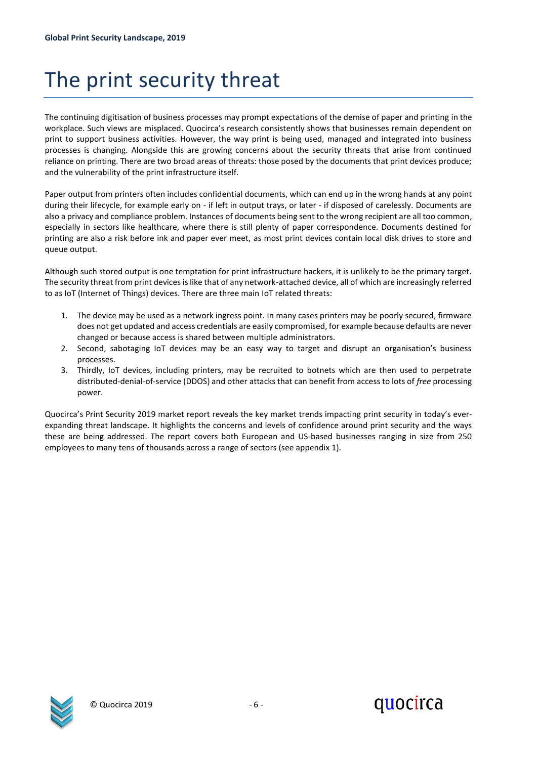# The print security threat

The continuing digitisation of business processes may prompt expectations of the demise of paper and printing in the workplace. Such views are misplaced. Quocirca's research consistently shows that businesses remain dependent on print to support business activities. However, the way print is being used, managed and integrated into business processes is changing. Alongside this are growing concerns about the security threats that arise from continued reliance on printing. There are two broad areas of threats: those posed by the documents that print devices produce; and the vulnerability of the print infrastructure itself.

Paper output from printers often includes confidential documents, which can end up in the wrong hands at any point during their lifecycle, for example early on - if left in output trays, or later - if disposed of carelessly. Documents are also a privacy and compliance problem. Instances of documents being sent to the wrong recipient are all too common, especially in sectors like healthcare, where there is still plenty of paper correspondence. Documents destined for printing are also a risk before ink and paper ever meet, as most print devices contain local disk drives to store and queue output.

Although such stored output is one temptation for print infrastructure hackers, it is unlikely to be the primary target. The security threat from print devices is like that of any network-attached device, all of which are increasingly referred to as IoT (Internet of Things) devices. There are three main IoT related threats:

1. The device may be used as a network ingress point. In many cases printers may be poorly secured, firmware does not get updated and access credentials are easily compromised, for example because defaults are never changed or because access is shared between multiple administrators.
2. Second, sabotaging IoT devices may be an easy way to target and disrupt an organisation's business processes.
3. Thirdly, IoT devices, including printers, may be recruited to botnets which are then used to perpetrate distributed-denial-of-service (DDOS) and other attacks that can benefit from access to lots of *free* processing power.

Quocirca's Print Security 2019 market report reveals the key market trends impacting print security in today's ever-expanding threat landscape. It highlights the concerns and levels of confidence around print security and the ways these are being addressed. The report covers both European and US-based businesses ranging in size from 250 employees to many tens of thousands across a range of sectors (see appendix 1).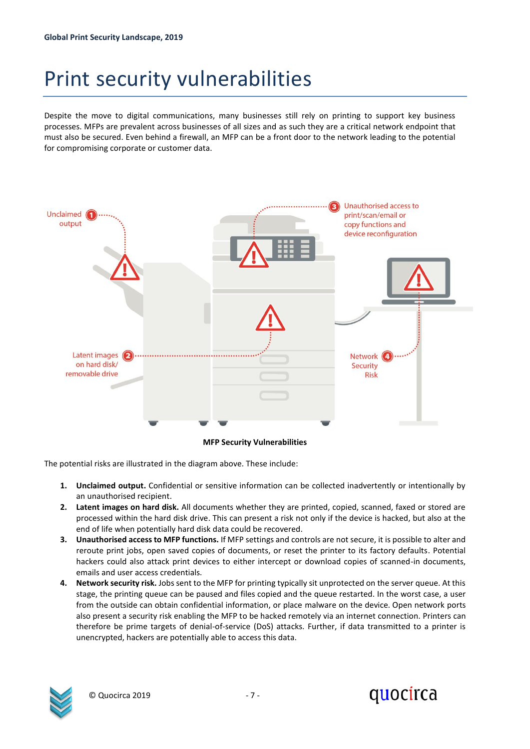# Print security vulnerabilities

Despite the move to digital communications, many businesses still rely on printing to support key business processes. MFPs are prevalent across businesses of all sizes and as such they are a critical network endpoint that must also be secured. Even behind a firewall, an MFP can be a front door to the network leading to the potential for compromising corporate or customer data.

Unclaimed output (1)

Unauthorised access to print/scan/email or copy functions and device reconfiguration (3)

Latent images on hard disk/ removable drive (2)

Network Security Risk (4)

**MFP Security Vulnerabilities**

The potential risks are illustrated in the diagram above. These include:

1. **Unclaimed output.** Confidential or sensitive information can be collected inadvertently or intentionally by an unauthorised recipient.
2. **Latent images on hard disk.** All documents whether they are printed, copied, scanned, faxed or stored are processed within the hard disk drive. This can present a risk not only if the device is hacked, but also at the end of life when potentially hard disk data could be recovered.
3. **Unauthorised access to MFP functions.** If MFP settings and controls are not secure, it is possible to alter and reroute print jobs, open saved copies of documents, or reset the printer to its factory defaults. Potential hackers could also attack print devices to either intercept or download copies of scanned-in documents, emails and user access credentials.
4. **Network security risk.** Jobs sent to the MFP for printing typically sit unprotected on the server queue. At this stage, the printing queue can be paused and files copied and the queue restarted. In the worst case, a user from the outside can obtain confidential information, or place malware on the device. Open network ports also present a security risk enabling the MFP to be hacked remotely via an internet connection. Printers can therefore be prime targets of denial-of-service (DoS) attacks. Further, if data transmitted to a printer is unencrypted, hackers are potentially able to access this data.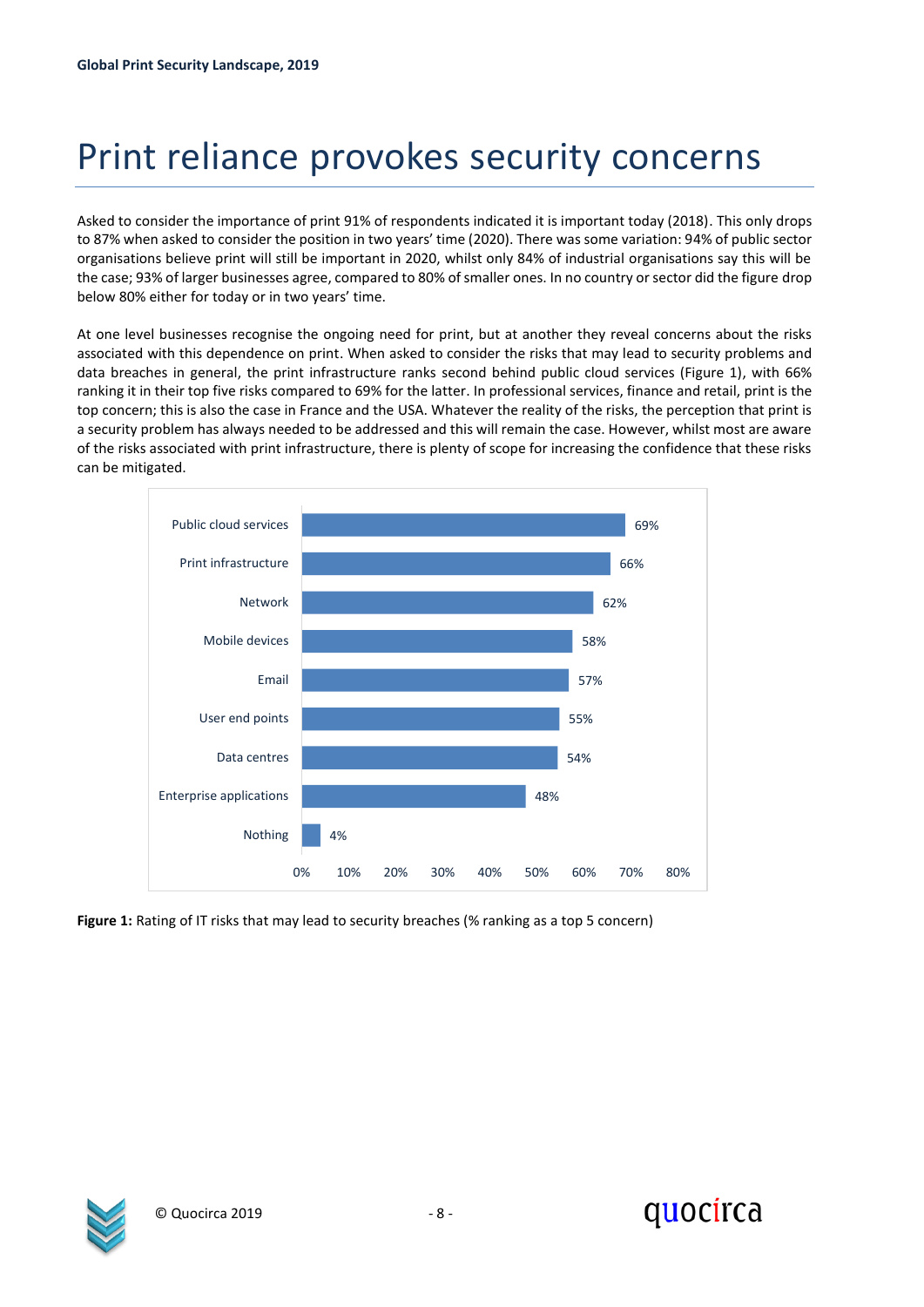# Print reliance provokes security concerns

Asked to consider the importance of print 91% of respondents indicated it is important today (2018). This only drops to 87% when asked to consider the position in two years' time (2020). There was some variation: 94% of public sector organisations believe print will still be important in 2020, whilst only 84% of industrial organisations say this will be the case; 93% of larger businesses agree, compared to 80% of smaller ones. In no country or sector did the figure drop below 80% either for today or in two years' time.

At one level businesses recognise the ongoing need for print, but at another they reveal concerns about the risks associated with this dependence on print. When asked to consider the risks that may lead to security problems and data breaches in general, the print infrastructure ranks second behind public cloud services (Figure 1), with 66% ranking it in their top five risks compared to 69% for the latter. In professional services, finance and retail, print is the top concern; this is also the case in France and the USA. Whatever the reality of the risks, the perception that print is a security problem has always needed to be addressed and this will remain the case. However, whilst most are aware of the risks associated with print infrastructure, there is plenty of scope for increasing the confidence that these risks can be mitigated.

| IT risk | % ranking as a top 5 concern |
|---|---|
| Public cloud services | 69% |
| Print infrastructure | 66% |
| Network | 62% |
| Mobile devices | 58% |
| Email | 57% |
| User end points | 55% |
| Data centres | 54% |
| Enterprise applications | 48% |
| Nothing | 4% |

**Figure 1:** Rating of IT risks that may lead to security breaches (% ranking as a top 5 concern)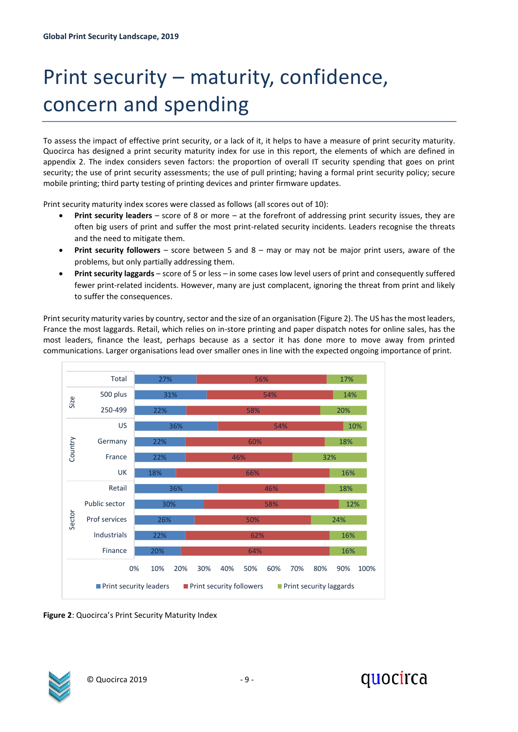# Print security – maturity, confidence, concern and spending

To assess the impact of effective print security, or a lack of it, it helps to have a measure of print security maturity. Quocirca has designed a print security maturity index for use in this report, the elements of which are defined in appendix 2. The index considers seven factors: the proportion of overall IT security spending that goes on print security; the use of print security assessments; the use of pull printing; having a formal print security policy; secure mobile printing; third party testing of printing devices and printer firmware updates.

Print security maturity index scores were classed as follows (all scores out of 10):

- **Print security leaders** – score of 8 or more – at the forefront of addressing print security issues, they are often big users of print and suffer the most print-related security incidents. Leaders recognise the threats and the need to mitigate them.
- **Print security followers** – score between 5 and 8 – may or may not be major print users, aware of the problems, but only partially addressing them.
- **Print security laggards** – score of 5 or less – in some cases low level users of print and consequently suffered fewer print-related incidents. However, many are just complacent, ignoring the threat from print and likely to suffer the consequences.

Print security maturity varies by country, sector and the size of an organisation (Figure 2). The US has the most leaders, France the most laggards. Retail, which relies on in-store printing and paper dispatch notes for online sales, has the most leaders, finance the least, perhaps because as a sector it has done more to move away from printed communications. Larger organisations lead over smaller ones in line with the expected ongoing importance of print.

| Group | Category | Print security leaders | Print security followers | Print security laggards |
|---|---|---|---|---|
| | Total | 27% | 56% | 17% |
| Size | 500 plus | 31% | 54% | 14% |
| Size | 250-499 | 22% | 58% | 20% |
| Country | US | 36% | 54% | 10% |
| Country | Germany | 22% | 60% | 18% |
| Country | France | 22% | 46% | 32% |
| Country | UK | 18% | 66% | 16% |
| Sector | Retail | 36% | 46% | 18% |
| Sector | Public sector | 30% | 58% | 12% |
| Sector | Prof services | 26% | 50% | 24% |
| Sector | Industrials | 22% | 62% | 16% |
| Sector | Finance | 20% | 64% | 16% |

**Figure 2**: Quocirca's Print Security Maturity Index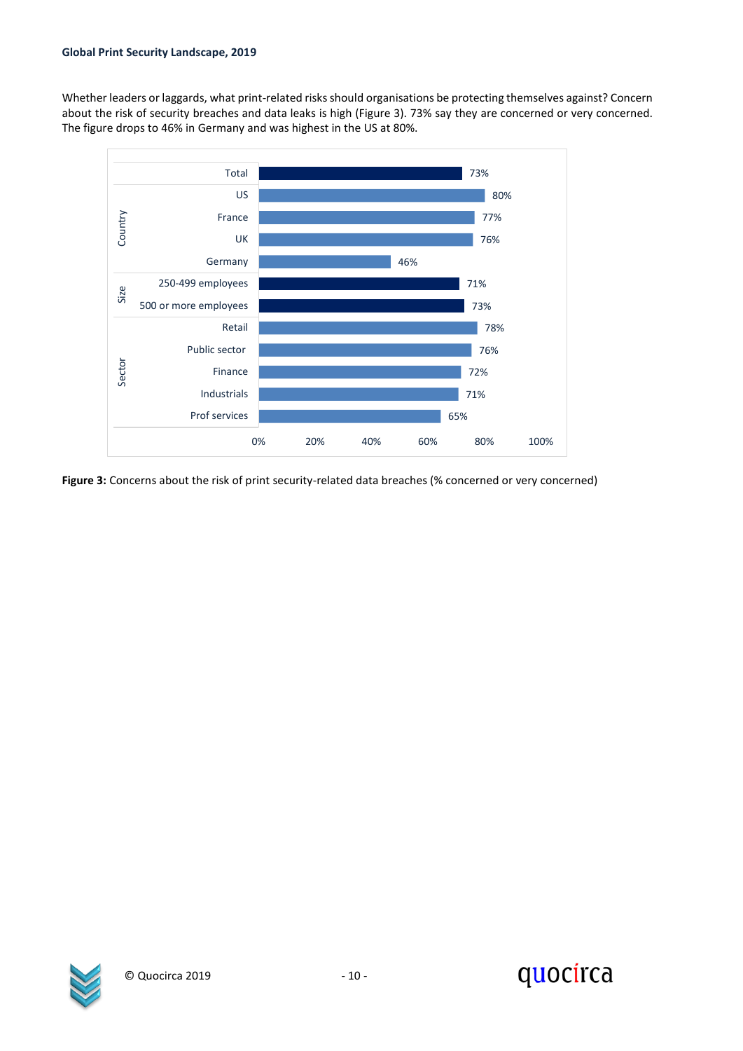Whether leaders or laggards, what print-related risks should organisations be protecting themselves against? Concern about the risk of security breaches and data leaks is high (Figure 3). 73% say they are concerned or very concerned. The figure drops to 46% in Germany and was highest in the US at 80%.

| Group | Category | % concerned or very concerned |
|---|---|---|
| | Total | 73% |
| Country | US | 80% |
| Country | France | 77% |
| Country | UK | 76% |
| Country | Germany | 46% |
| Size | 250-499 employees | 71% |
| Size | 500 or more employees | 73% |
| Sector | Retail | 78% |
| Sector | Public sector | 76% |
| Sector | Finance | 72% |
| Sector | Industrials | 71% |
| Sector | Prof services | 65% |

**Figure 3:** Concerns about the risk of print security-related data breaches (% concerned or very concerned)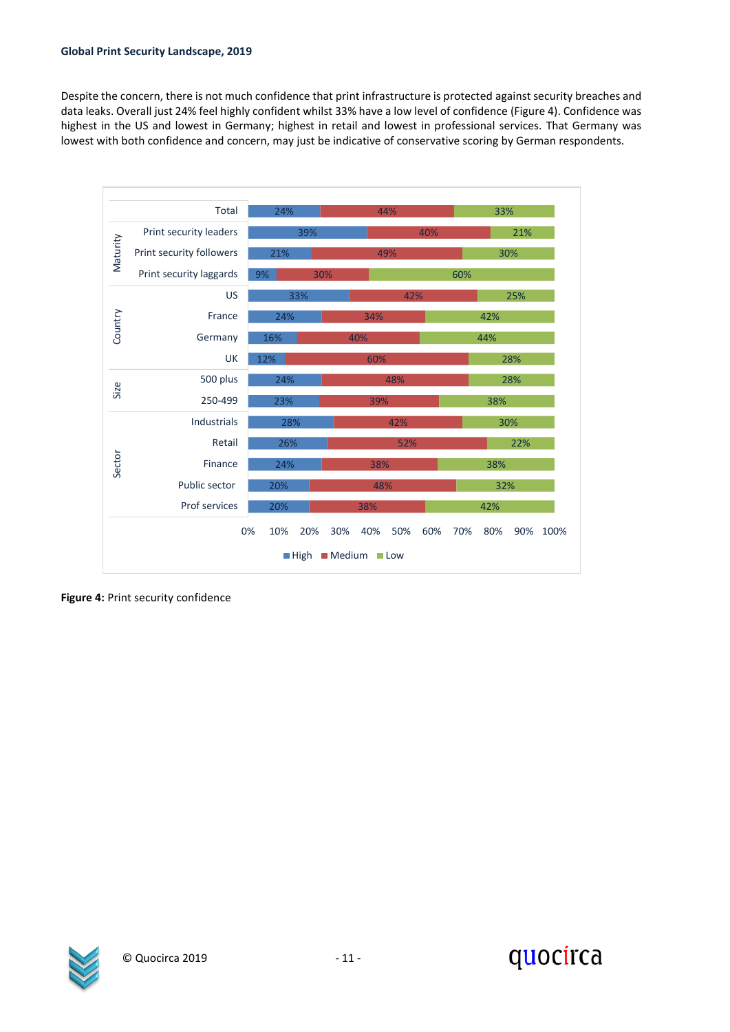Despite the concern, there is not much confidence that print infrastructure is protected against security breaches and data leaks. Overall just 24% feel highly confident whilst 33% have a low level of confidence (Figure 4). Confidence was highest in the US and lowest in Germany; highest in retail and lowest in professional services. That Germany was lowest with both confidence and concern, may just be indicative of conservative scoring by German respondents.

| Group | Category | High | Medium | Low |
|---|---|---|---|---|
| | Total | 24% | 44% | 33% |
| Maturity | Print security leaders | 39% | 40% | 21% |
| Maturity | Print security followers | 21% | 49% | 30% |
| Maturity | Print security laggards | 9% | 30% | 60% |
| Country | US | 33% | 42% | 25% |
| Country | France | 24% | 34% | 42% |
| Country | Germany | 16% | 40% | 44% |
| Country | UK | 12% | 60% | 28% |
| Size | 500 plus | 24% | 48% | 28% |
| Size | 250-499 | 23% | 39% | 38% |
| Sector | Industrials | 28% | 42% | 30% |
| Sector | Retail | 26% | 52% | 22% |
| Sector | Finance | 24% | 38% | 38% |
| Sector | Public sector | 20% | 48% | 32% |
| Sector | Prof services | 20% | 38% | 42% |

**Figure 4:** Print security confidence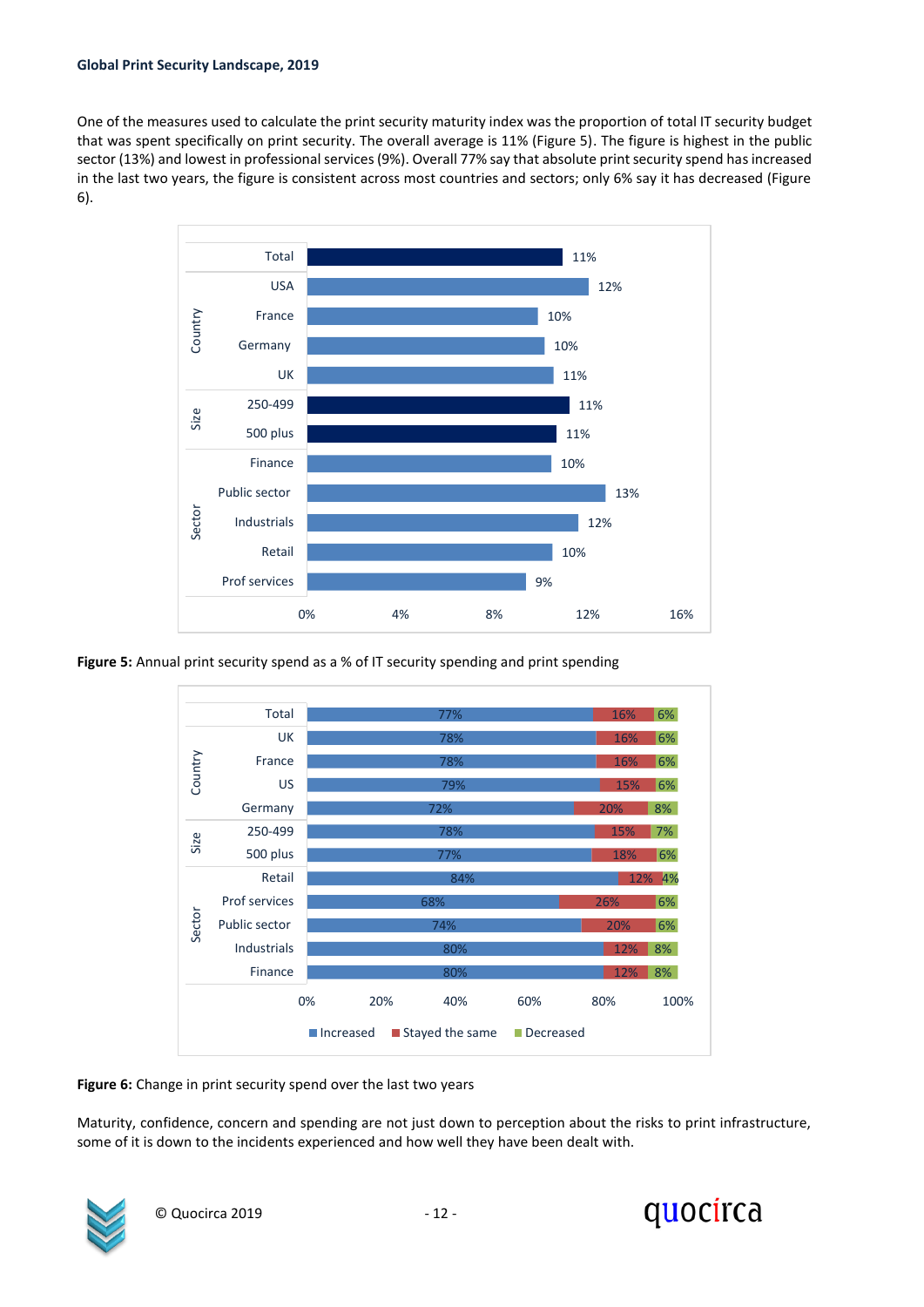One of the measures used to calculate the print security maturity index was the proportion of total IT security budget that was spent specifically on print security. The overall average is 11% (Figure 5). The figure is highest in the public sector (13%) and lowest in professional services (9%). Overall 77% say that absolute print security spend has increased in the last two years, the figure is consistent across most countries and sectors; only 6% say it has decreased (Figure 6).

| | | % |
|---|---|---|
| | Total | 11% |
| Country | USA | 12% |
| | France | 10% |
| | Germany | 10% |
| | UK | 11% |
| Size | 250-499 | 11% |
| | 500 plus | 11% |
| Sector | Finance | 10% |
| | Public sector | 13% |
| | Industrials | 12% |
| | Retail | 10% |
| | Prof services | 9% |

**Figure 5:** Annual print security spend as a % of IT security spending and print spending

| | | Increased | Stayed the same | Decreased |
|---|---|---|---|---|
| | Total | 77% | 16% | 6% |
| Country | UK | 78% | 16% | 6% |
| | France | 78% | 16% | 6% |
| | US | 79% | 15% | 6% |
| | Germany | 72% | 20% | 8% |
| Size | 250-499 | 78% | 15% | 7% |
| | 500 plus | 77% | 18% | 6% |
| Sector | Retail | 84% | 12% | 4% |
| | Prof services | 68% | 26% | 6% |
| | Public sector | 74% | 20% | 6% |
| | Industrials | 80% | 12% | 8% |
| | Finance | 80% | 12% | 8% |

**Figure 6:** Change in print security spend over the last two years

Maturity, confidence, concern and spending are not just down to perception about the risks to print infrastructure, some of it is down to the incidents experienced and how well they have been dealt with.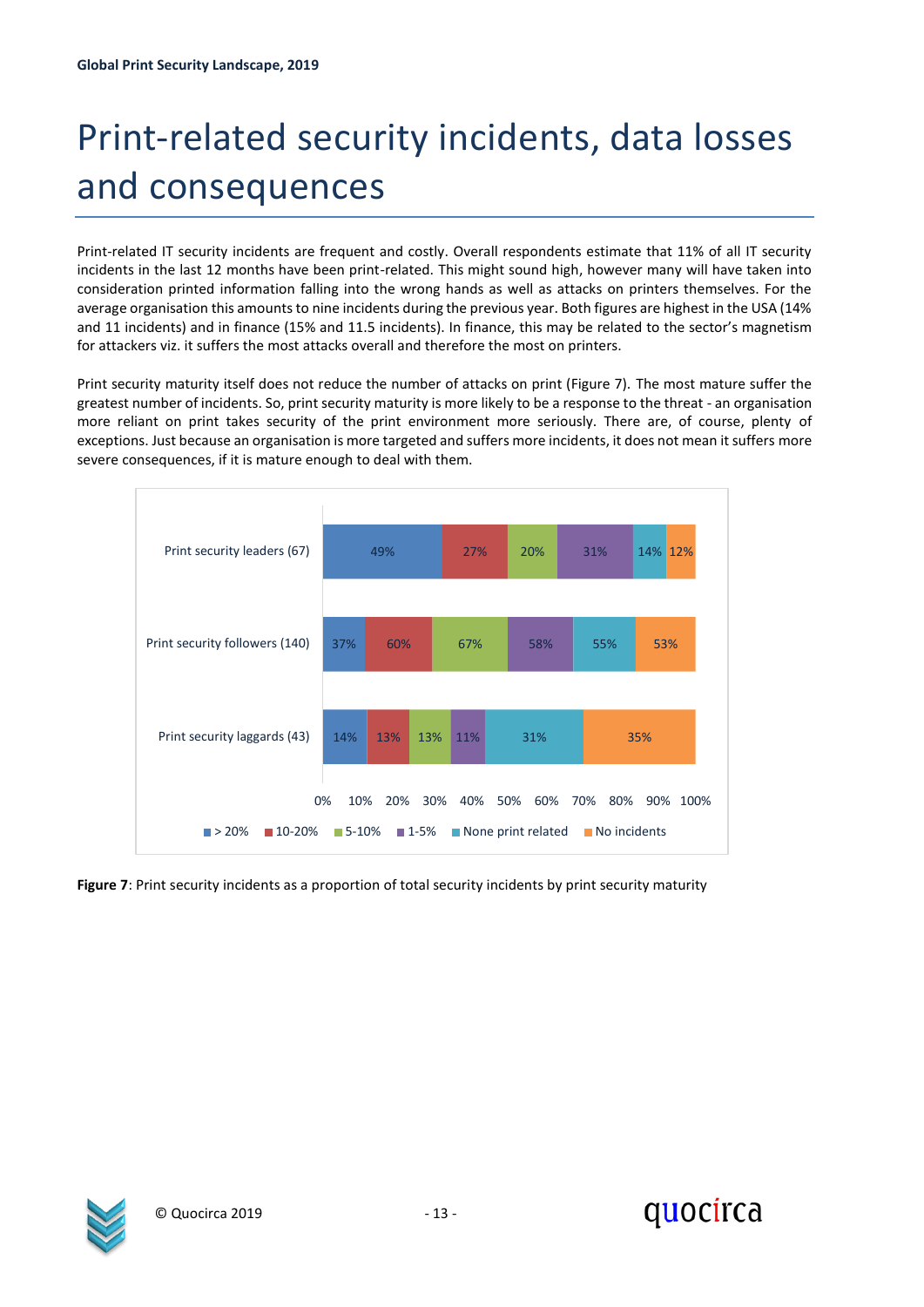# Print-related security incidents, data losses and consequences

Print-related IT security incidents are frequent and costly. Overall respondents estimate that 11% of all IT security incidents in the last 12 months have been print-related. This might sound high, however many will have taken into consideration printed information falling into the wrong hands as well as attacks on printers themselves. For the average organisation this amounts to nine incidents during the previous year. Both figures are highest in the USA (14% and 11 incidents) and in finance (15% and 11.5 incidents). In finance, this may be related to the sector's magnetism for attackers viz. it suffers the most attacks overall and therefore the most on printers.

Print security maturity itself does not reduce the number of attacks on print (Figure 7). The most mature suffer the greatest number of incidents. So, print security maturity is more likely to be a response to the threat - an organisation more reliant on print takes security of the print environment more seriously. There are, of course, plenty of exceptions. Just because an organisation is more targeted and suffers more incidents, it does not mean it suffers more severe consequences, if it is mature enough to deal with them.

| | > 20% | 10-20% | 5-10% | 1-5% | None print related | No incidents |
|---|---|---|---|---|---|---|
| Print security leaders (67) | 49% | 27% | 20% | 31% | 14% | 12% |
| Print security followers (140) | 37% | 60% | 67% | 58% | 55% | 53% |
| Print security laggards (43) | 14% | 13% | 13% | 11% | 31% | 35% |

**Figure 7**: Print security incidents as a proportion of total security incidents by print security maturity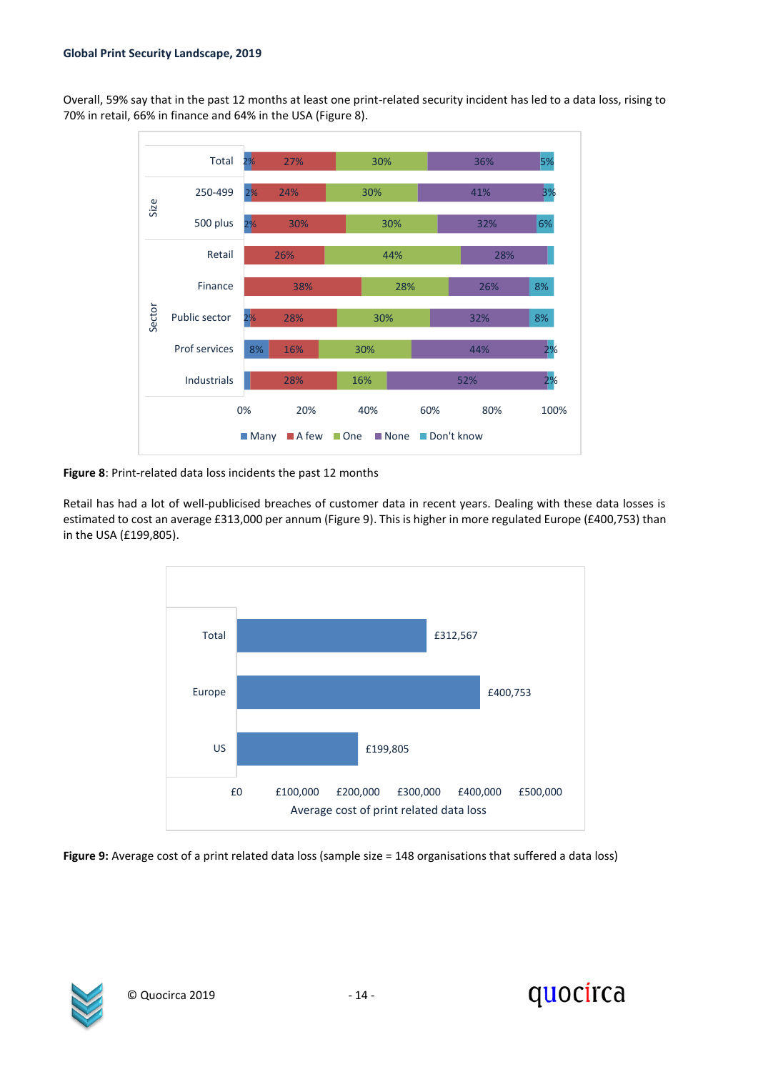Overall, 59% say that in the past 12 months at least one print-related security incident has led to a data loss, rising to 70% in retail, 66% in finance and 64% in the USA (Figure 8).

| | | Many | A few | One | None | Don't know |
|---|---|---|---|---|---|---|
| | Total | 2% | 27% | 30% | 36% | 5% |
| Size | 250-499 | 2% | 24% | 30% | 41% | 3% |
| | 500 plus | 2% | 30% | 30% | 32% | 6% |
| Sector | Retail | | 26% | 44% | 28% | |
| | Finance | | 38% | 28% | 26% | 8% |
| | Public sector | 2% | 28% | 30% | 32% | 8% |
| | Prof services | 8% | 16% | 30% | 44% | 2% |
| | Industrials | | 28% | 16% | 52% | 2% |

**Figure 8**: Print-related data loss incidents the past 12 months

Retail has had a lot of well-publicised breaches of customer data in recent years. Dealing with these data losses is estimated to cost an average £313,000 per annum (Figure 9). This is higher in more regulated Europe (£400,753) than in the USA (£199,805).

| | Average cost of print related data loss |
|---|---|
| Total | £312,567 |
| Europe | £400,753 |
| US | £199,805 |

**Figure 9:** Average cost of a print related data loss (sample size = 148 organisations that suffered a data loss)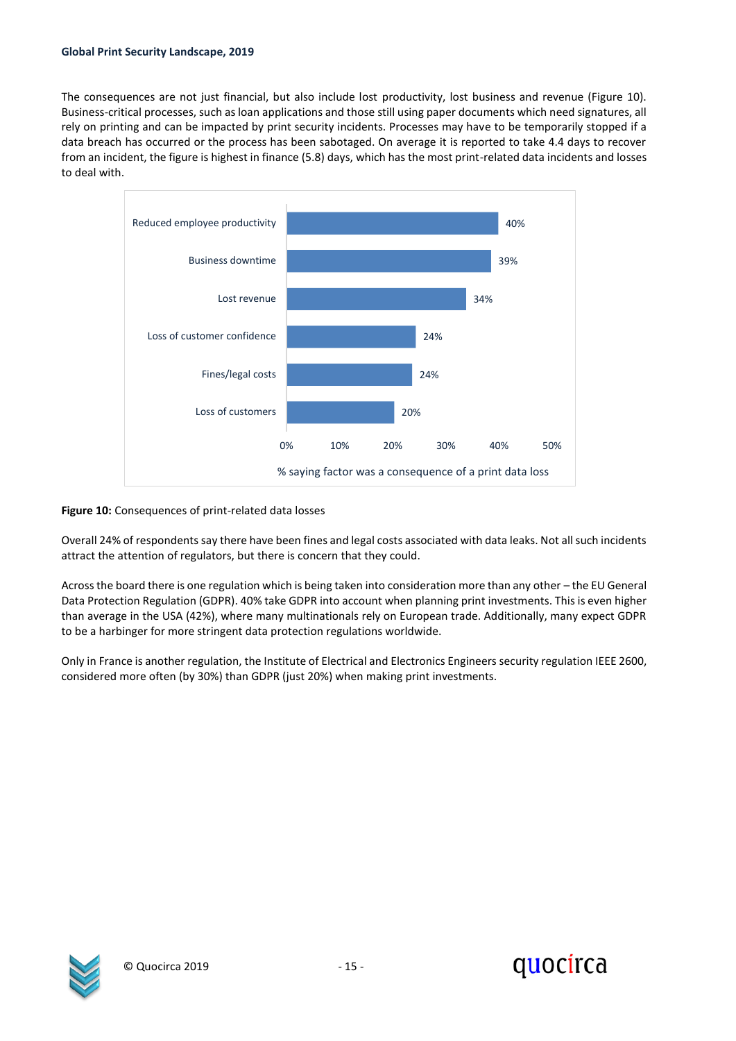The consequences are not just financial, but also include lost productivity, lost business and revenue (Figure 10). Business-critical processes, such as loan applications and those still using paper documents which need signatures, all rely on printing and can be impacted by print security incidents. Processes may have to be temporarily stopped if a data breach has occurred or the process has been sabotaged. On average it is reported to take 4.4 days to recover from an incident, the figure is highest in finance (5.8) days, which has the most print-related data incidents and losses to deal with.

| Consequence | % saying factor was a consequence of a print data loss |
|---|---|
| Reduced employee productivity | 40% |
| Business downtime | 39% |
| Lost revenue | 34% |
| Loss of customer confidence | 24% |
| Fines/legal costs | 24% |
| Loss of customers | 20% |

**Figure 10:** Consequences of print-related data losses

Overall 24% of respondents say there have been fines and legal costs associated with data leaks. Not all such incidents attract the attention of regulators, but there is concern that they could.

Across the board there is one regulation which is being taken into consideration more than any other – the EU General Data Protection Regulation (GDPR). 40% take GDPR into account when planning print investments. This is even higher than average in the USA (42%), where many multinationals rely on European trade. Additionally, many expect GDPR to be a harbinger for more stringent data protection regulations worldwide.

Only in France is another regulation, the Institute of Electrical and Electronics Engineers security regulation IEEE 2600, considered more often (by 30%) than GDPR (just 20%) when making print investments.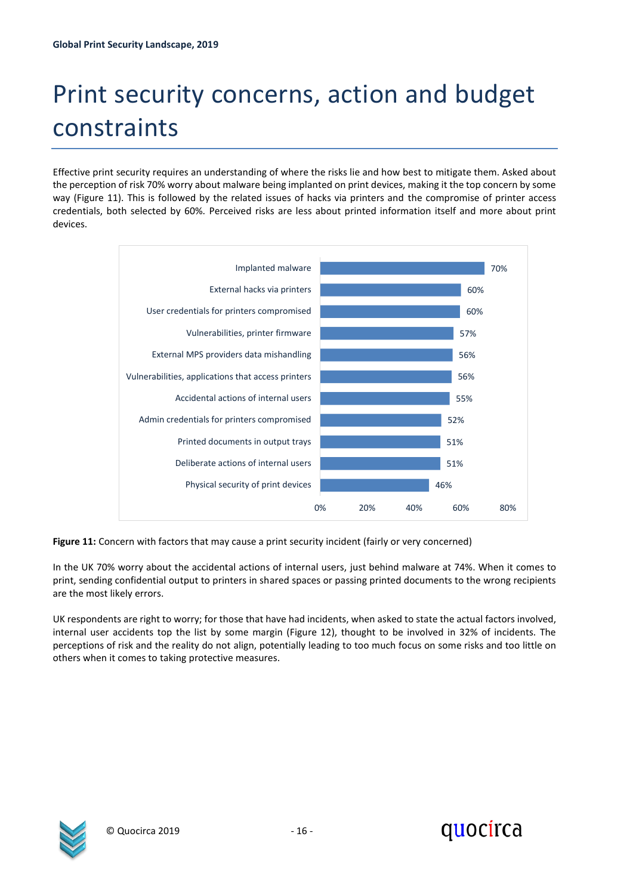# Print security concerns, action and budget constraints

Effective print security requires an understanding of where the risks lie and how best to mitigate them. Asked about the perception of risk 70% worry about malware being implanted on print devices, making it the top concern by some way (Figure 11). This is followed by the related issues of hacks via printers and the compromise of printer access credentials, both selected by 60%. Perceived risks are less about printed information itself and more about print devices.

| Factor | % |
|---|---|
| Implanted malware | 70% |
| External hacks via printers | 60% |
| User credentials for printers compromised | 60% |
| Vulnerabilities, printer firmware | 57% |
| External MPS providers data mishandling | 56% |
| Vulnerabilities, applications that access printers | 56% |
| Accidental actions of internal users | 55% |
| Admin credentials for printers compromised | 52% |
| Printed documents in output trays | 51% |
| Deliberate actions of internal users | 51% |
| Physical security of print devices | 46% |

**Figure 11:** Concern with factors that may cause a print security incident (fairly or very concerned)

In the UK 70% worry about the accidental actions of internal users, just behind malware at 74%. When it comes to print, sending confidential output to printers in shared spaces or passing printed documents to the wrong recipients are the most likely errors.

UK respondents are right to worry; for those that have had incidents, when asked to state the actual factors involved, internal user accidents top the list by some margin (Figure 12), thought to be involved in 32% of incidents. The perceptions of risk and the reality do not align, potentially leading to too much focus on some risks and too little on others when it comes to taking protective measures.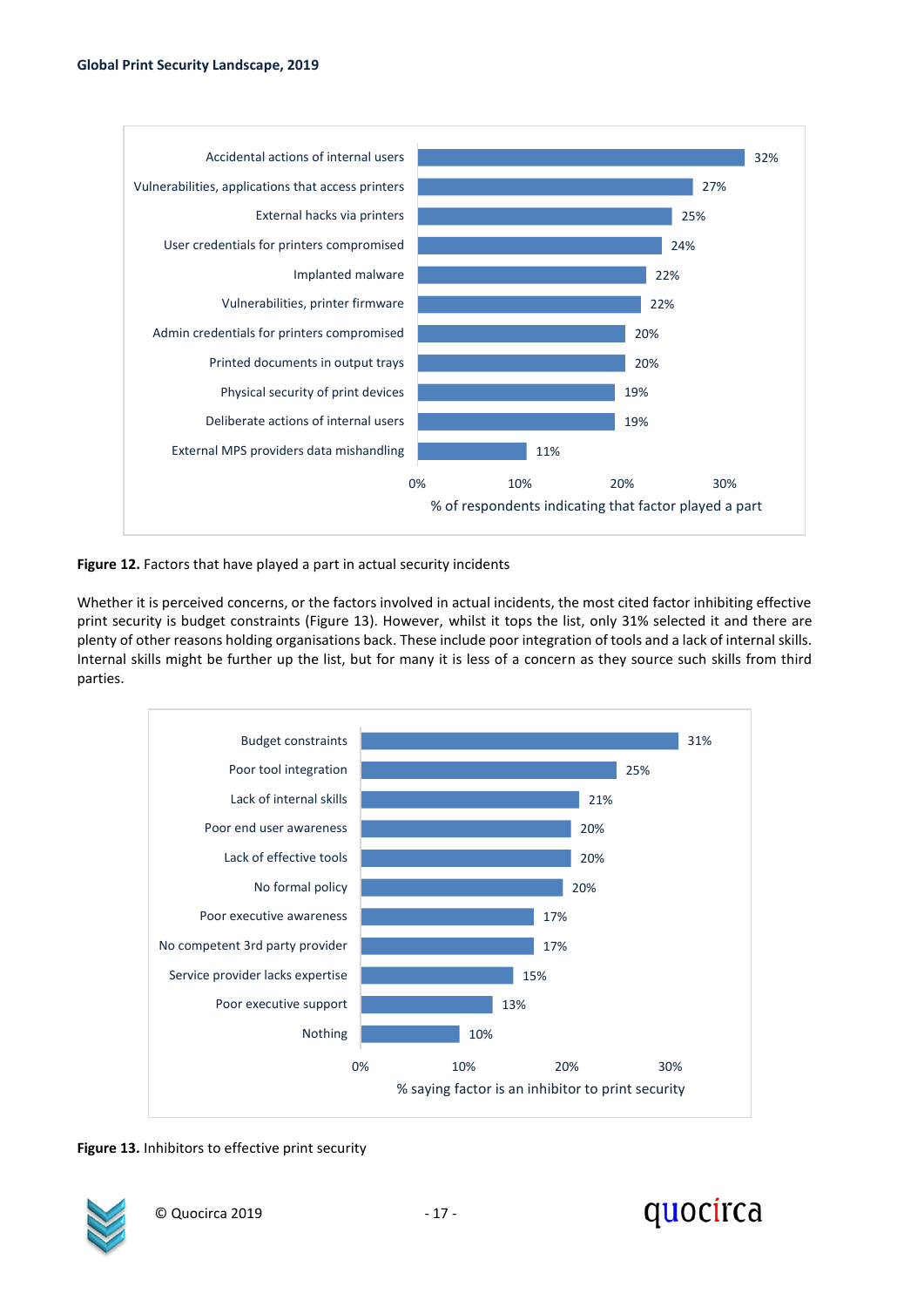| Factor | % of respondents indicating that factor played a part |
|---|---|
| Accidental actions of internal users | 32% |
| Vulnerabilities, applications that access printers | 27% |
| External hacks via printers | 25% |
| User credentials for printers compromised | 24% |
| Implanted malware | 22% |
| Vulnerabilities, printer firmware | 22% |
| Admin credentials for printers compromised | 20% |
| Printed documents in output trays | 20% |
| Physical security of print devices | 19% |
| Deliberate actions of internal users | 19% |
| External MPS providers data mishandling | 11% |

**Figure 12.** Factors that have played a part in actual security incidents

Whether it is perceived concerns, or the factors involved in actual incidents, the most cited factor inhibiting effective print security is budget constraints (Figure 13). However, whilst it tops the list, only 31% selected it and there are plenty of other reasons holding organisations back. These include poor integration of tools and a lack of internal skills. Internal skills might be further up the list, but for many it is less of a concern as they source such skills from third parties.

| Factor | % saying factor is an inhibitor to print security |
|---|---|
| Budget constraints | 31% |
| Poor tool integration | 25% |
| Lack of internal skills | 21% |
| Poor end user awareness | 20% |
| Lack of effective tools | 20% |
| No formal policy | 20% |
| Poor executive awareness | 17% |
| No competent 3rd party provider | 17% |
| Service provider lacks expertise | 15% |
| Poor executive support | 13% |
| Nothing | 10% |

**Figure 13.** Inhibitors to effective print security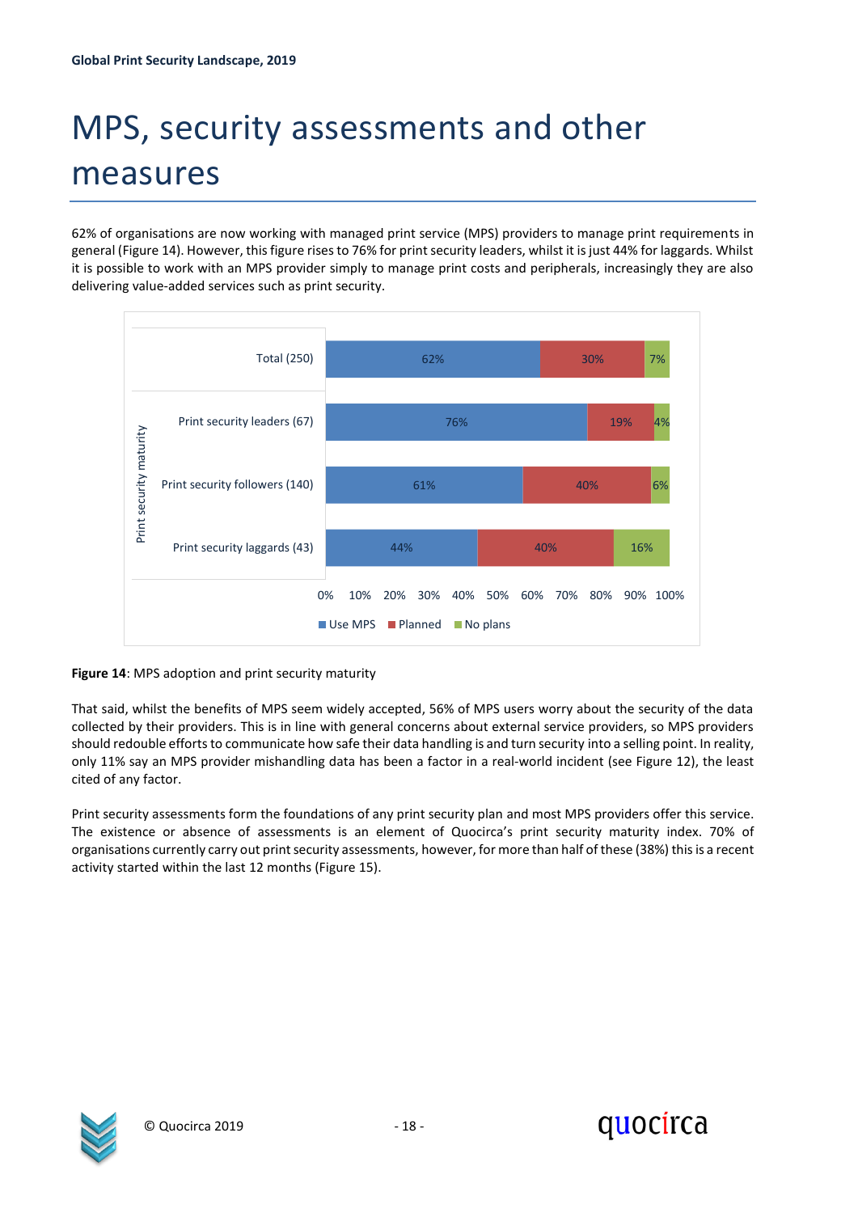# MPS, security assessments and other measures

62% of organisations are now working with managed print service (MPS) providers to manage print requirements in general (Figure 14). However, this figure rises to 76% for print security leaders, whilst it is just 44% for laggards. Whilst it is possible to work with an MPS provider simply to manage print costs and peripherals, increasingly they are also delivering value-added services such as print security.

| Print security maturity | Use MPS | Planned | No plans |
|---|---|---|---|
| Total (250) | 62% | 30% | 7% |
| Print security leaders (67) | 76% | 19% | 4% |
| Print security followers (140) | 61% | 40% | 6% |
| Print security laggards (43) | 44% | 40% | 16% |

**Figure 14**: MPS adoption and print security maturity

That said, whilst the benefits of MPS seem widely accepted, 56% of MPS users worry about the security of the data collected by their providers. This is in line with general concerns about external service providers, so MPS providers should redouble efforts to communicate how safe their data handling is and turn security into a selling point. In reality, only 11% say an MPS provider mishandling data has been a factor in a real-world incident (see Figure 12), the least cited of any factor.

Print security assessments form the foundations of any print security plan and most MPS providers offer this service. The existence or absence of assessments is an element of Quocirca's print security maturity index. 70% of organisations currently carry out print security assessments, however, for more than half of these (38%) this is a recent activity started within the last 12 months (Figure 15).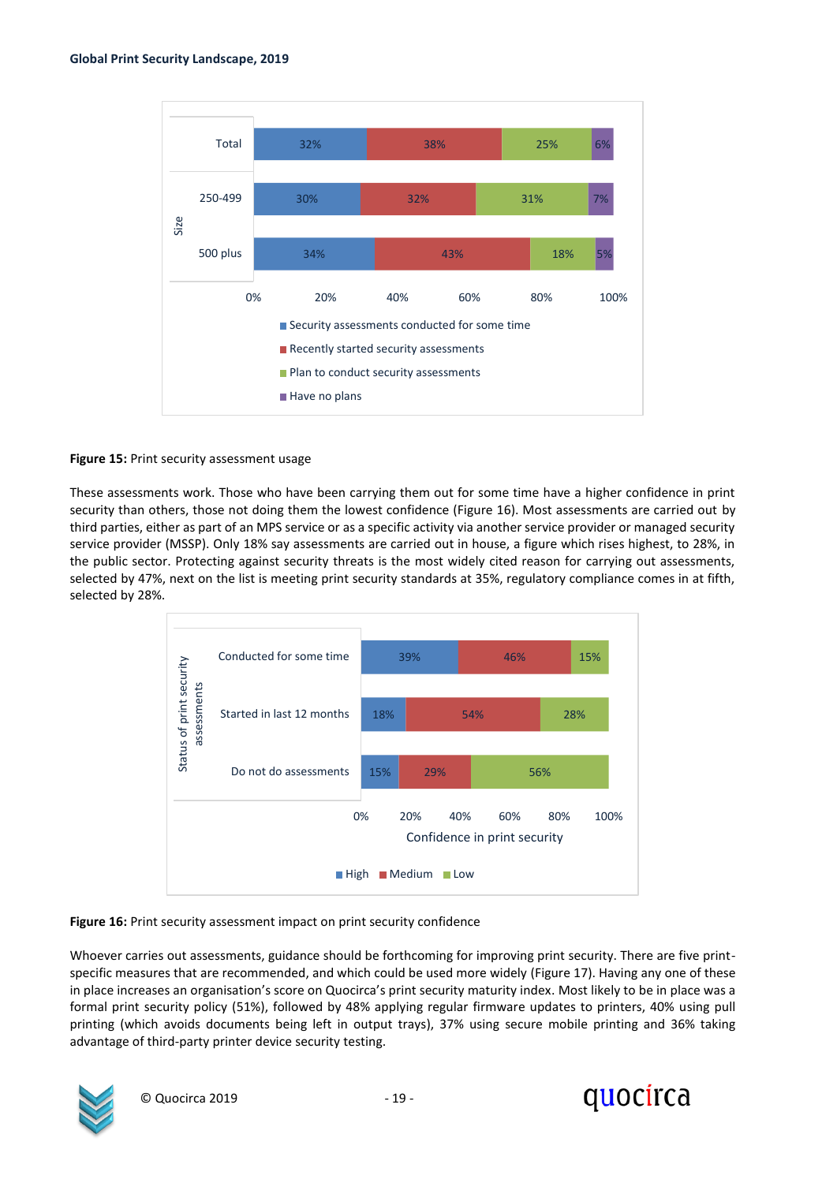| Size | Security assessments conducted for some time | Recently started security assessments | Plan to conduct security assessments | Have no plans |
|---|---|---|---|---|
| Total | 32% | 38% | 25% | 6% |
| 250-499 | 30% | 32% | 31% | 7% |
| 500 plus | 34% | 43% | 18% | 5% |

**Figure 15:** Print security assessment usage

These assessments work. Those who have been carrying them out for some time have a higher confidence in print security than others, those not doing them the lowest confidence (Figure 16). Most assessments are carried out by third parties, either as part of an MPS service or as a specific activity via another service provider or managed security service provider (MSSP). Only 18% say assessments are carried out in house, a figure which rises highest, to 28%, in the public sector. Protecting against security threats is the most widely cited reason for carrying out assessments, selected by 47%, next on the list is meeting print security standards at 35%, regulatory compliance comes in at fifth, selected by 28%.

| Status of print security assessments | High | Medium | Low |
|---|---|---|---|
| Conducted for some time | 39% | 46% | 15% |
| Started in last 12 months | 18% | 54% | 28% |
| Do not do assessments | 15% | 29% | 56% |

Confidence in print security

**Figure 16:** Print security assessment impact on print security confidence

Whoever carries out assessments, guidance should be forthcoming for improving print security. There are five print-specific measures that are recommended, and which could be used more widely (Figure 17). Having any one of these in place increases an organisation's score on Quocirca's print security maturity index. Most likely to be in place was a formal print security policy (51%), followed by 48% applying regular firmware updates to printers, 40% using pull printing (which avoids documents being left in output trays), 37% using secure mobile printing and 36% taking advantage of third-party printer device security testing.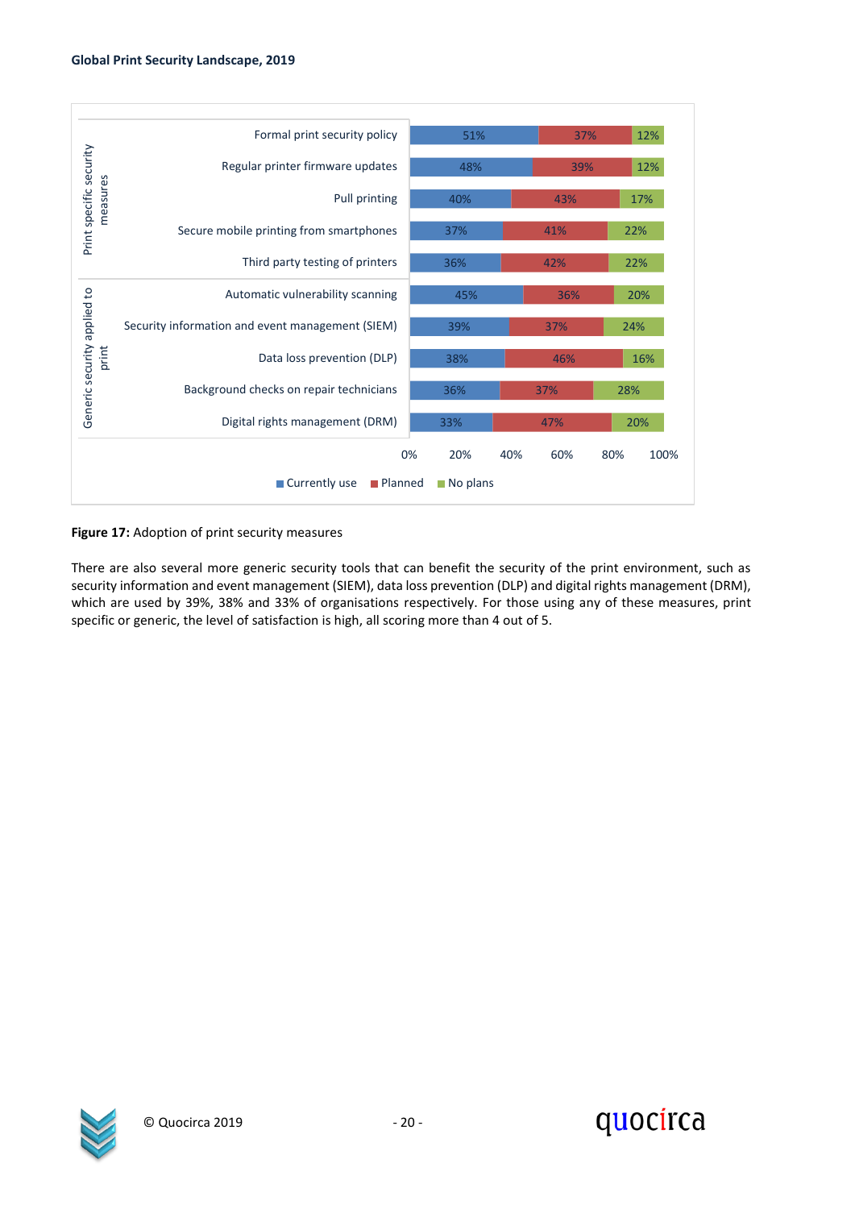| Category | Measure | Currently use | Planned | No plans |
|---|---|---|---|---|
| Print specific security measures | Formal print security policy | 51% | 37% | 12% |
| | Regular printer firmware updates | 48% | 39% | 12% |
| | Pull printing | 40% | 43% | 17% |
| | Secure mobile printing from smartphones | 37% | 41% | 22% |
| | Third party testing of printers | 36% | 42% | 22% |
| Generic security applied to print | Automatic vulnerability scanning | 45% | 36% | 20% |
| | Security information and event management (SIEM) | 39% | 37% | 24% |
| | Data loss prevention (DLP) | 38% | 46% | 16% |
| | Background checks on repair technicians | 36% | 37% | 28% |
| | Digital rights management (DRM) | 33% | 47% | 20% |

**Figure 17:** Adoption of print security measures

There are also several more generic security tools that can benefit the security of the print environment, such as security information and event management (SIEM), data loss prevention (DLP) and digital rights management (DRM), which are used by 39%, 38% and 33% of organisations respectively. For those using any of these measures, print specific or generic, the level of satisfaction is high, all scoring more than 4 out of 5.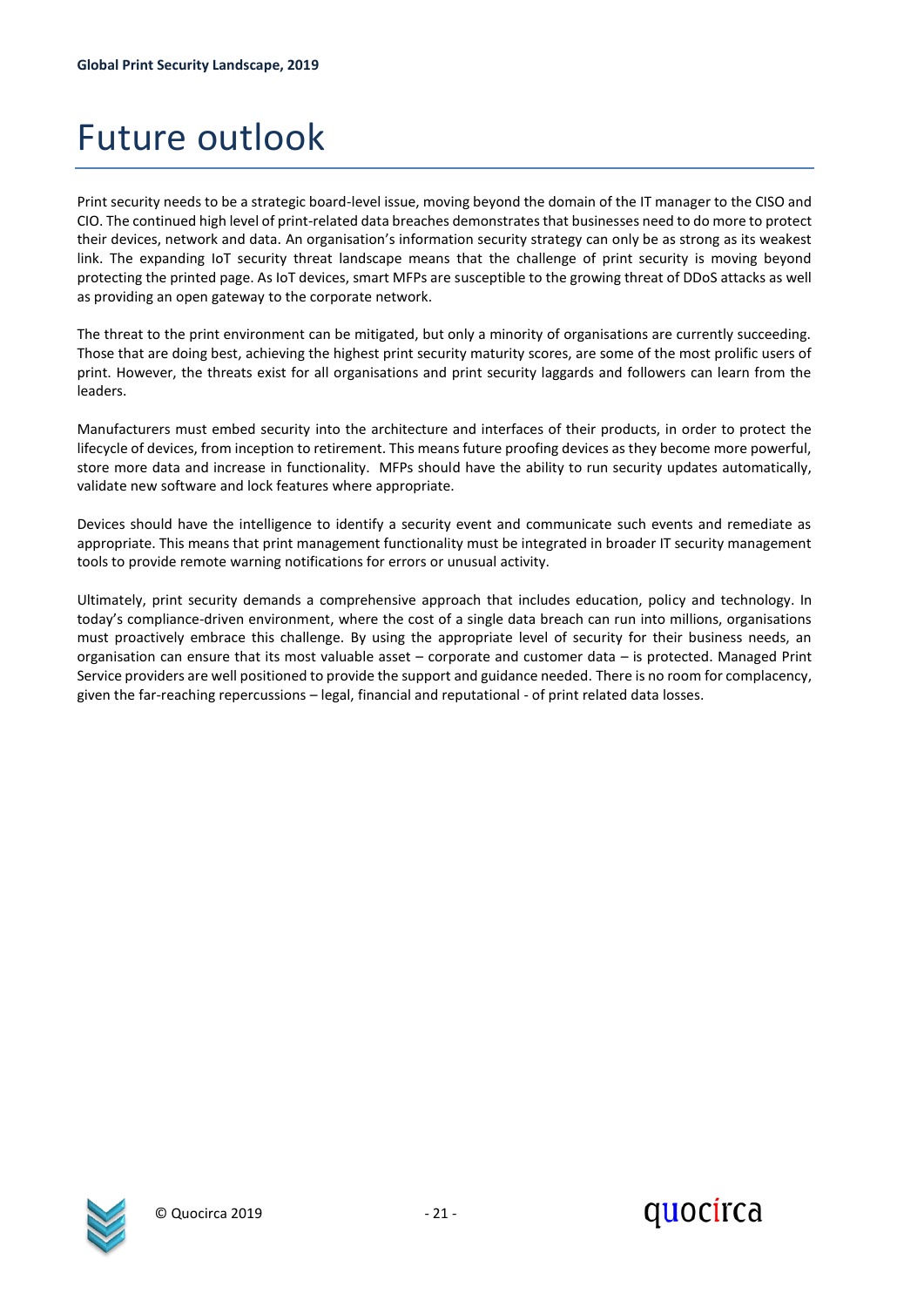# Future outlook

Print security needs to be a strategic board-level issue, moving beyond the domain of the IT manager to the CISO and CIO. The continued high level of print-related data breaches demonstrates that businesses need to do more to protect their devices, network and data. An organisation's information security strategy can only be as strong as its weakest link. The expanding IoT security threat landscape means that the challenge of print security is moving beyond protecting the printed page. As IoT devices, smart MFPs are susceptible to the growing threat of DDoS attacks as well as providing an open gateway to the corporate network.

The threat to the print environment can be mitigated, but only a minority of organisations are currently succeeding. Those that are doing best, achieving the highest print security maturity scores, are some of the most prolific users of print. However, the threats exist for all organisations and print security laggards and followers can learn from the leaders.

Manufacturers must embed security into the architecture and interfaces of their products, in order to protect the lifecycle of devices, from inception to retirement. This means future proofing devices as they become more powerful, store more data and increase in functionality. MFPs should have the ability to run security updates automatically, validate new software and lock features where appropriate.

Devices should have the intelligence to identify a security event and communicate such events and remediate as appropriate. This means that print management functionality must be integrated in broader IT security management tools to provide remote warning notifications for errors or unusual activity.

Ultimately, print security demands a comprehensive approach that includes education, policy and technology. In today's compliance-driven environment, where the cost of a single data breach can run into millions, organisations must proactively embrace this challenge. By using the appropriate level of security for their business needs, an organisation can ensure that its most valuable asset – corporate and customer data – is protected. Managed Print Service providers are well positioned to provide the support and guidance needed. There is no room for complacency, given the far-reaching repercussions – legal, financial and reputational - of print related data losses.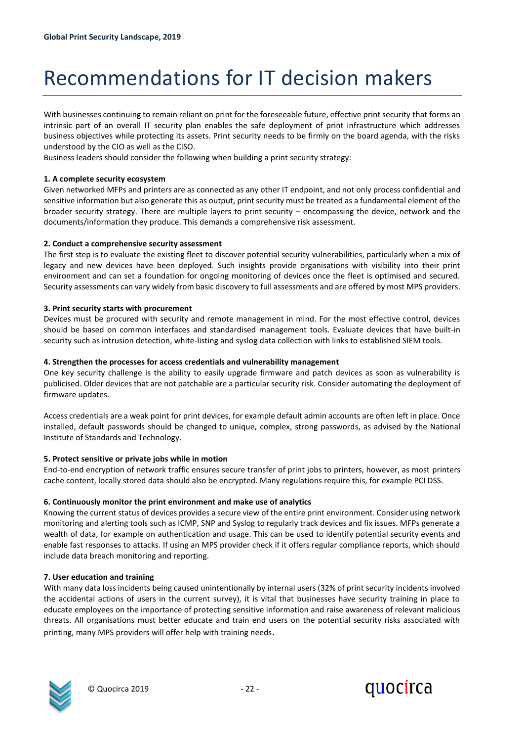# Recommendations for IT decision makers

With businesses continuing to remain reliant on print for the foreseeable future, effective print security that forms an intrinsic part of an overall IT security plan enables the safe deployment of print infrastructure which addresses business objectives while protecting its assets. Print security needs to be firmly on the board agenda, with the risks understood by the CIO as well as the CISO.

Business leaders should consider the following when building a print security strategy:

**1. A complete security ecosystem**

Given networked MFPs and printers are as connected as any other IT endpoint, and not only process confidential and sensitive information but also generate this as output, print security must be treated as a fundamental element of the broader security strategy. There are multiple layers to print security – encompassing the device, network and the documents/information they produce. This demands a comprehensive risk assessment.

**2. Conduct a comprehensive security assessment**

The first step is to evaluate the existing fleet to discover potential security vulnerabilities, particularly when a mix of legacy and new devices have been deployed. Such insights provide organisations with visibility into their print environment and can set a foundation for ongoing monitoring of devices once the fleet is optimised and secured. Security assessments can vary widely from basic discovery to full assessments and are offered by most MPS providers.

**3. Print security starts with procurement**

Devices must be procured with security and remote management in mind. For the most effective control, devices should be based on common interfaces and standardised management tools. Evaluate devices that have built-in security such as intrusion detection, white-listing and syslog data collection with links to established SIEM tools.

**4. Strengthen the processes for access credentials and vulnerability management**

One key security challenge is the ability to easily upgrade firmware and patch devices as soon as vulnerability is publicised. Older devices that are not patchable are a particular security risk. Consider automating the deployment of firmware updates.

Access credentials are a weak point for print devices, for example default admin accounts are often left in place. Once installed, default passwords should be changed to unique, complex, strong passwords, as advised by the National Institute of Standards and Technology.

**5. Protect sensitive or private jobs while in motion**

End-to-end encryption of network traffic ensures secure transfer of print jobs to printers, however, as most printers cache content, locally stored data should also be encrypted. Many regulations require this, for example PCI DSS.

**6. Continuously monitor the print environment and make use of analytics**

Knowing the current status of devices provides a secure view of the entire print environment. Consider using network monitoring and alerting tools such as ICMP, SNP and Syslog to regularly track devices and fix issues. MFPs generate a wealth of data, for example on authentication and usage. This can be used to identify potential security events and enable fast responses to attacks. If using an MPS provider check if it offers regular compliance reports, which should include data breach monitoring and reporting.

**7. User education and training**

With many data loss incidents being caused unintentionally by internal users (32% of print security incidents involved the accidental actions of users in the current survey), it is vital that businesses have security training in place to educate employees on the importance of protecting sensitive information and raise awareness of relevant malicious threats. All organisations must better educate and train end users on the potential security risks associated with printing, many MPS providers will offer help with training needs.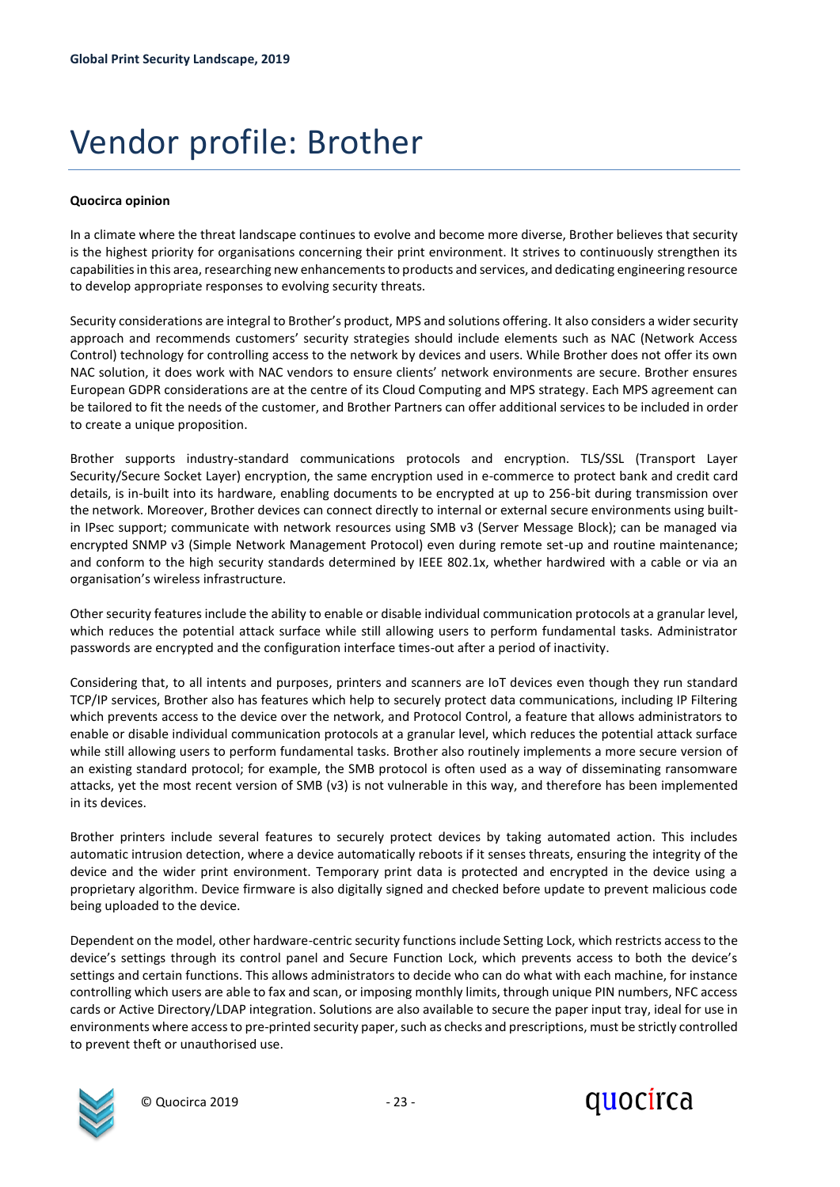# Vendor profile: Brother

**Quocirca opinion**

In a climate where the threat landscape continues to evolve and become more diverse, Brother believes that security is the highest priority for organisations concerning their print environment. It strives to continuously strengthen its capabilities in this area, researching new enhancements to products and services, and dedicating engineering resource to develop appropriate responses to evolving security threats.

Security considerations are integral to Brother's product, MPS and solutions offering. It also considers a wider security approach and recommends customers' security strategies should include elements such as NAC (Network Access Control) technology for controlling access to the network by devices and users. While Brother does not offer its own NAC solution, it does work with NAC vendors to ensure clients' network environments are secure. Brother ensures European GDPR considerations are at the centre of its Cloud Computing and MPS strategy. Each MPS agreement can be tailored to fit the needs of the customer, and Brother Partners can offer additional services to be included in order to create a unique proposition.

Brother supports industry-standard communications protocols and encryption. TLS/SSL (Transport Layer Security/Secure Socket Layer) encryption, the same encryption used in e-commerce to protect bank and credit card details, is in-built into its hardware, enabling documents to be encrypted at up to 256-bit during transmission over the network. Moreover, Brother devices can connect directly to internal or external secure environments using built-in IPsec support; communicate with network resources using SMB v3 (Server Message Block); can be managed via encrypted SNMP v3 (Simple Network Management Protocol) even during remote set-up and routine maintenance; and conform to the high security standards determined by IEEE 802.1x, whether hardwired with a cable or via an organisation's wireless infrastructure.

Other security features include the ability to enable or disable individual communication protocols at a granular level, which reduces the potential attack surface while still allowing users to perform fundamental tasks. Administrator passwords are encrypted and the configuration interface times-out after a period of inactivity.

Considering that, to all intents and purposes, printers and scanners are IoT devices even though they run standard TCP/IP services, Brother also has features which help to securely protect data communications, including IP Filtering which prevents access to the device over the network, and Protocol Control, a feature that allows administrators to enable or disable individual communication protocols at a granular level, which reduces the potential attack surface while still allowing users to perform fundamental tasks. Brother also routinely implements a more secure version of an existing standard protocol; for example, the SMB protocol is often used as a way of disseminating ransomware attacks, yet the most recent version of SMB (v3) is not vulnerable in this way, and therefore has been implemented in its devices.

Brother printers include several features to securely protect devices by taking automated action. This includes automatic intrusion detection, where a device automatically reboots if it senses threats, ensuring the integrity of the device and the wider print environment. Temporary print data is protected and encrypted in the device using a proprietary algorithm. Device firmware is also digitally signed and checked before update to prevent malicious code being uploaded to the device.

Dependent on the model, other hardware-centric security functions include Setting Lock, which restricts access to the device's settings through its control panel and Secure Function Lock, which prevents access to both the device's settings and certain functions. This allows administrators to decide who can do what with each machine, for instance controlling which users are able to fax and scan, or imposing monthly limits, through unique PIN numbers, NFC access cards or Active Directory/LDAP integration. Solutions are also available to secure the paper input tray, ideal for use in environments where access to pre-printed security paper, such as checks and prescriptions, must be strictly controlled to prevent theft or unauthorised use.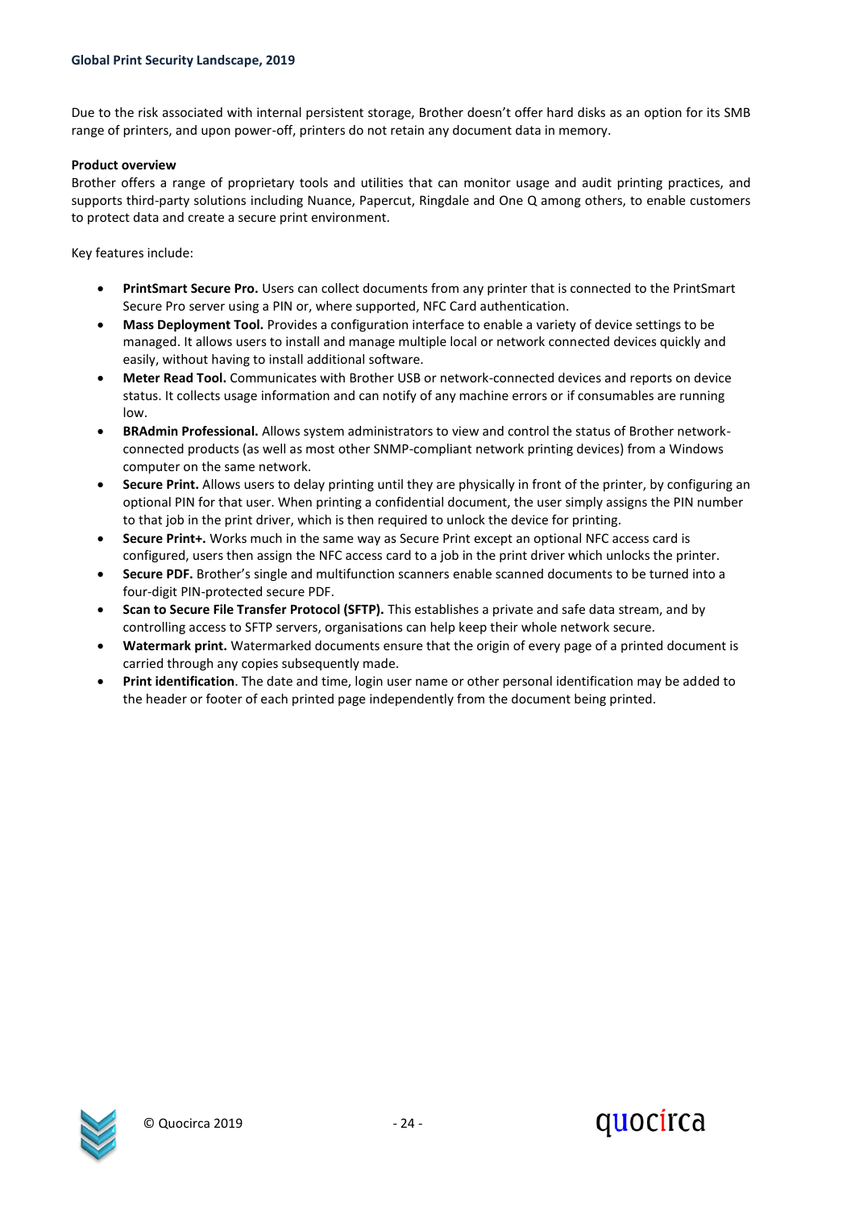Due to the risk associated with internal persistent storage, Brother doesn't offer hard disks as an option for its SMB range of printers, and upon power-off, printers do not retain any document data in memory.

**Product overview**

Brother offers a range of proprietary tools and utilities that can monitor usage and audit printing practices, and supports third-party solutions including Nuance, Papercut, Ringdale and One Q among others, to enable customers to protect data and create a secure print environment.

Key features include:

- **PrintSmart Secure Pro.** Users can collect documents from any printer that is connected to the PrintSmart Secure Pro server using a PIN or, where supported, NFC Card authentication.
- **Mass Deployment Tool.** Provides a configuration interface to enable a variety of device settings to be managed. It allows users to install and manage multiple local or network connected devices quickly and easily, without having to install additional software.
- **Meter Read Tool.** Communicates with Brother USB or network-connected devices and reports on device status. It collects usage information and can notify of any machine errors or if consumables are running low.
- **BRAdmin Professional.** Allows system administrators to view and control the status of Brother network-connected products (as well as most other SNMP-compliant network printing devices) from a Windows computer on the same network.
- **Secure Print.** Allows users to delay printing until they are physically in front of the printer, by configuring an optional PIN for that user. When printing a confidential document, the user simply assigns the PIN number to that job in the print driver, which is then required to unlock the device for printing.
- **Secure Print+.** Works much in the same way as Secure Print except an optional NFC access card is configured, users then assign the NFC access card to a job in the print driver which unlocks the printer.
- **Secure PDF.** Brother's single and multifunction scanners enable scanned documents to be turned into a four-digit PIN-protected secure PDF.
- **Scan to Secure File Transfer Protocol (SFTP).** This establishes a private and safe data stream, and by controlling access to SFTP servers, organisations can help keep their whole network secure.
- **Watermark print.** Watermarked documents ensure that the origin of every page of a printed document is carried through any copies subsequently made.
- **Print identification**. The date and time, login user name or other personal identification may be added to the header or footer of each printed page independently from the document being printed.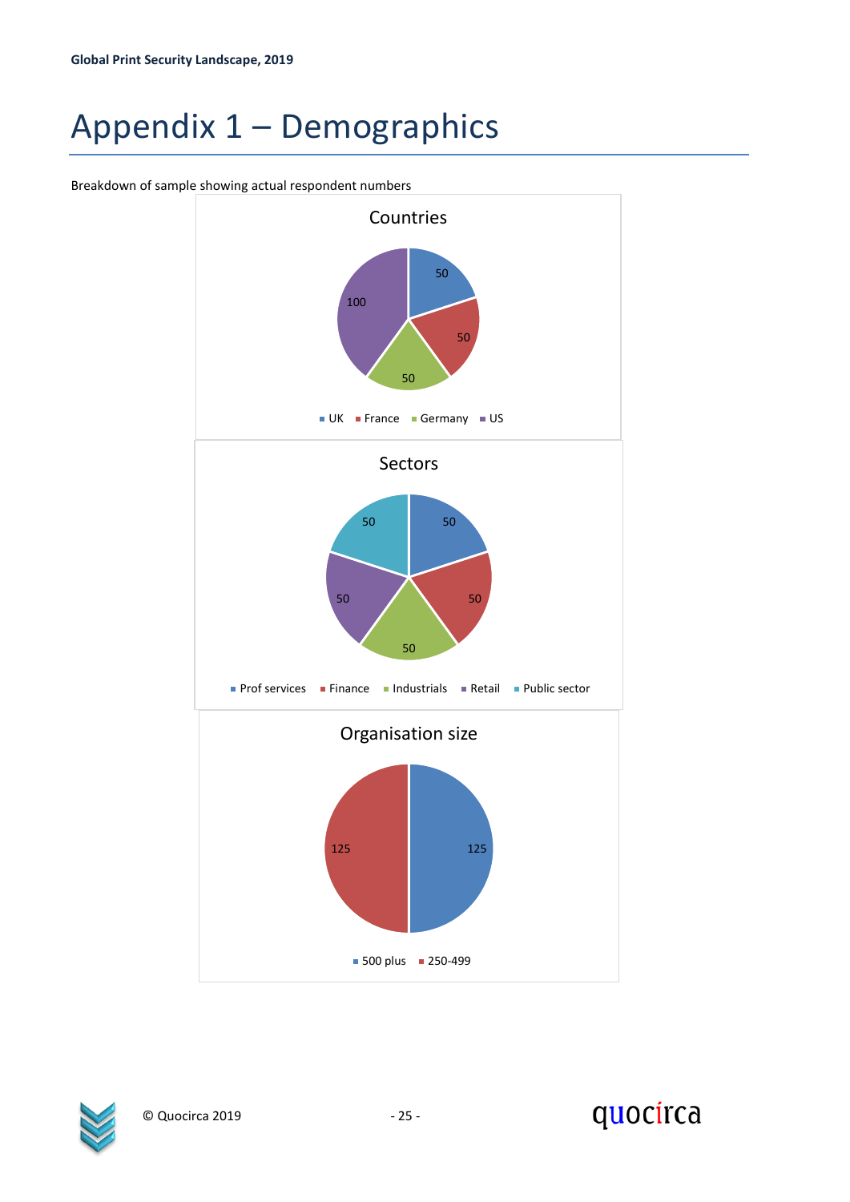# Appendix 1 – Demographics

Breakdown of sample showing actual respondent numbers

**Countries**

| Country | Respondents |
| --- | --- |
| UK | 50 |
| France | 50 |
| Germany | 50 |
| US | 100 |

**Sectors**

| Sector | Respondents |
| --- | --- |
| Prof services | 50 |
| Finance | 50 |
| Industrials | 50 |
| Retail | 50 |
| Public sector | 50 |

**Organisation size**

| Organisation size | Respondents |
| --- | --- |
| 500 plus | 125 |
| 250-499 | 125 |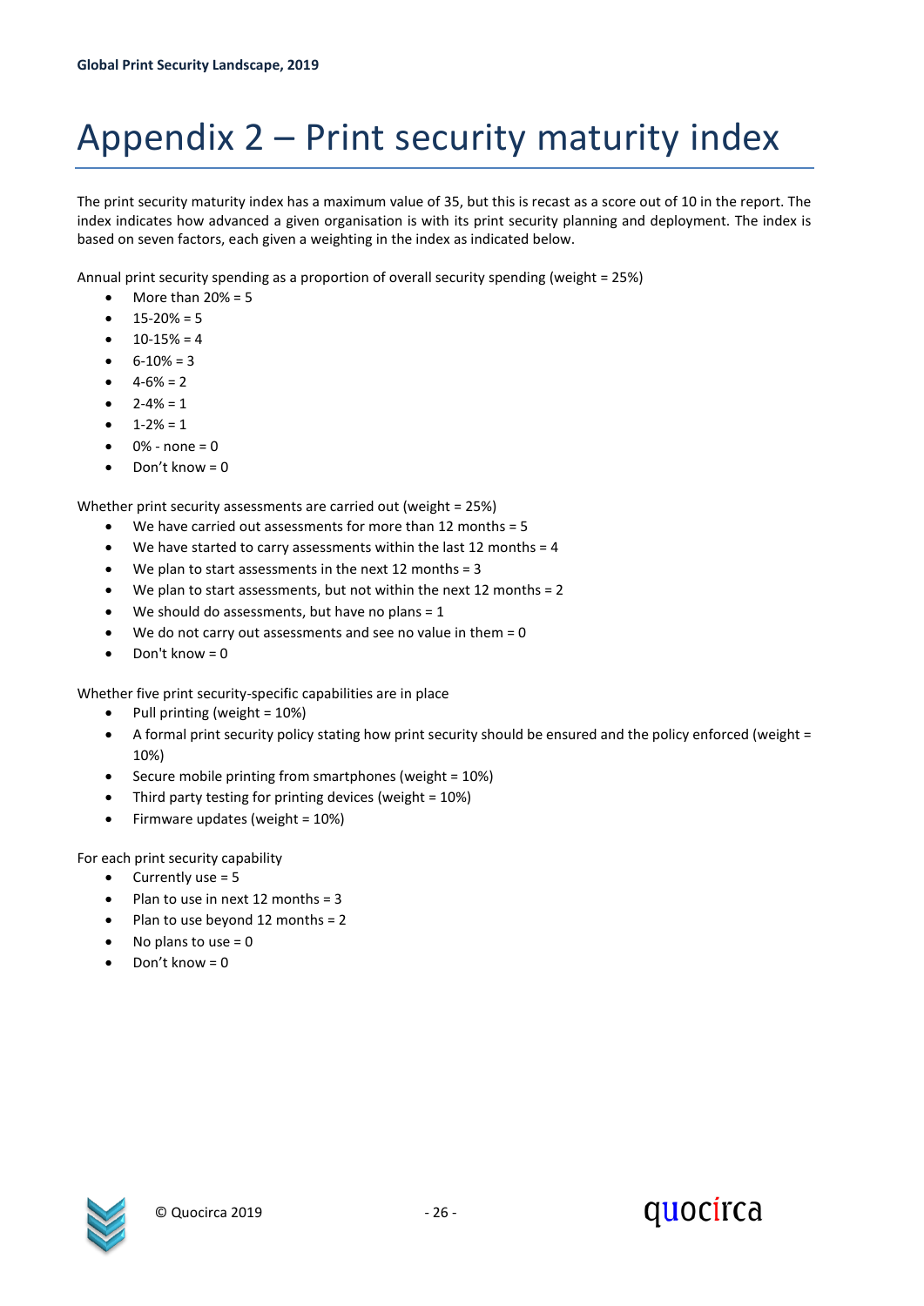# Appendix 2 – Print security maturity index

The print security maturity index has a maximum value of 35, but this is recast as a score out of 10 in the report. The index indicates how advanced a given organisation is with its print security planning and deployment. The index is based on seven factors, each given a weighting in the index as indicated below.

Annual print security spending as a proportion of overall security spending (weight = 25%)

- More than 20% = 5
- 15-20% = 5
- 10-15% = 4
- 6-10% = 3
- 4-6% = 2
- 2-4% = 1
- 1-2% = 1
- 0% - none = 0
- Don't know = 0

Whether print security assessments are carried out (weight = 25%)

- We have carried out assessments for more than 12 months = 5
- We have started to carry assessments within the last 12 months = 4
- We plan to start assessments in the next 12 months = 3
- We plan to start assessments, but not within the next 12 months = 2
- We should do assessments, but have no plans = 1
- We do not carry out assessments and see no value in them = 0
- Don't know = 0

Whether five print security-specific capabilities are in place

- Pull printing (weight = 10%)
- A formal print security policy stating how print security should be ensured and the policy enforced (weight = 10%)
- Secure mobile printing from smartphones (weight = 10%)
- Third party testing for printing devices (weight = 10%)
- Firmware updates (weight = 10%)

For each print security capability

- Currently use = 5
- Plan to use in next 12 months = 3
- Plan to use beyond 12 months = 2
- No plans to use = 0
- Don't know = 0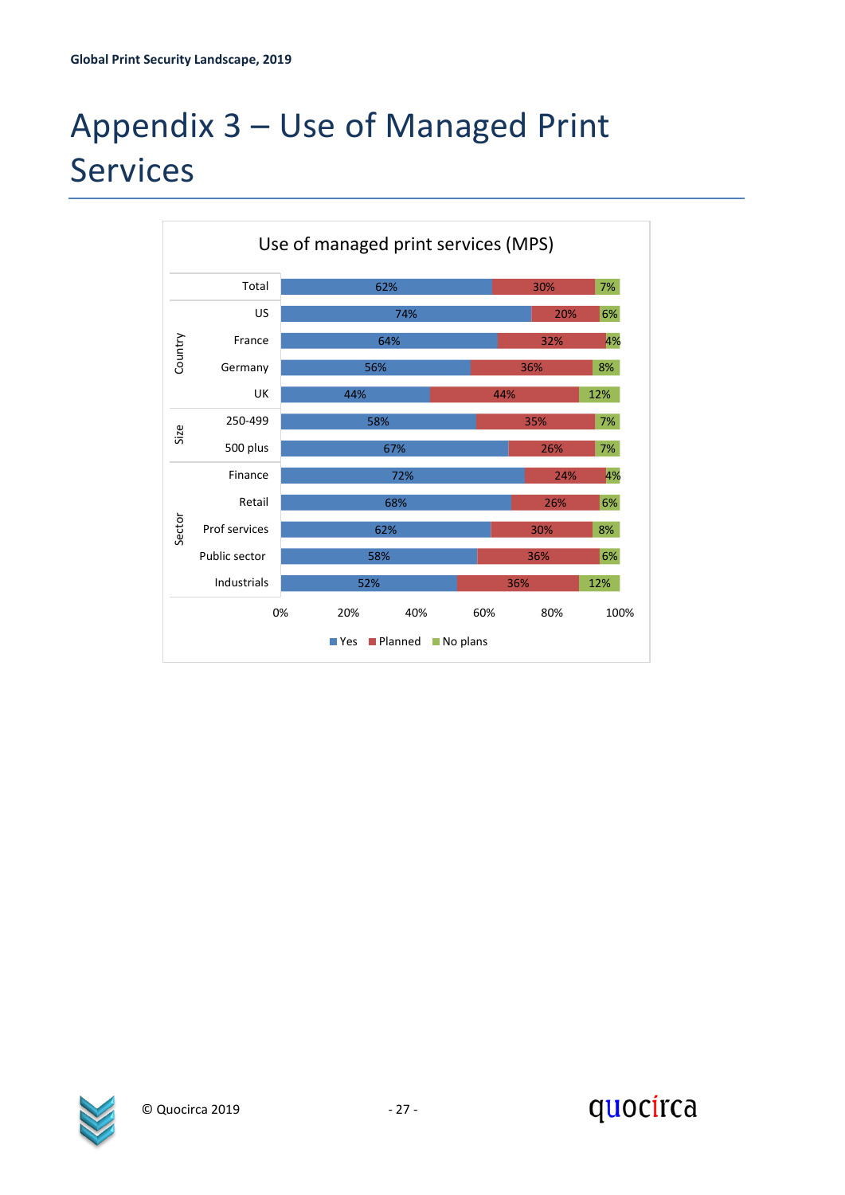# Appendix 3 – Use of Managed Print Services

Use of managed print services (MPS)

| Group | Category | Yes | Planned | No plans |
|---|---|---|---|---|
| | Total | 62% | 30% | 7% |
| Country | US | 74% | 20% | 6% |
| | France | 64% | 32% | 4% |
| | Germany | 56% | 36% | 8% |
| | UK | 44% | 44% | 12% |
| Size | 250-499 | 58% | 35% | 7% |
| | 500 plus | 67% | 26% | 7% |
| Sector | Finance | 72% | 24% | 4% |
| | Retail | 68% | 26% | 6% |
| | Prof services | 62% | 30% | 8% |
| | Public sector | 58% | 36% | 6% |
| | Industrials | 52% | 36% | 12% |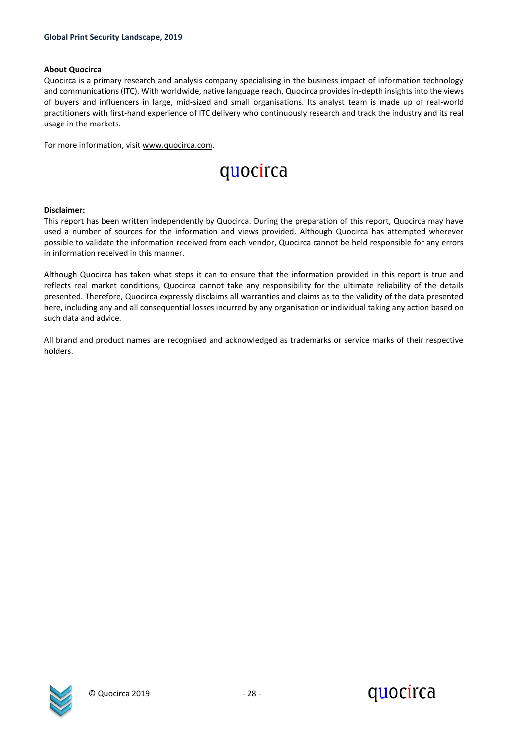**About Quocirca**

Quocirca is a primary research and analysis company specialising in the business impact of information technology and communications (ITC). With worldwide, native language reach, Quocirca provides in-depth insights into the views of buyers and influencers in large, mid-sized and small organisations. Its analyst team is made up of real-world practitioners with first-hand experience of ITC delivery who continuously research and track the industry and its real usage in the markets.

For more information, visit www.quocirca.com.

quocirca

**Disclaimer:**

This report has been written independently by Quocirca. During the preparation of this report, Quocirca may have used a number of sources for the information and views provided. Although Quocirca has attempted wherever possible to validate the information received from each vendor, Quocirca cannot be held responsible for any errors in information received in this manner.

Although Quocirca has taken what steps it can to ensure that the information provided in this report is true and reflects real market conditions, Quocirca cannot take any responsibility for the ultimate reliability of the details presented. Therefore, Quocirca expressly disclaims all warranties and claims as to the validity of the data presented here, including any and all consequential losses incurred by any organisation or individual taking any action based on such data and advice.

All brand and product names are recognised and acknowledged as trademarks or service marks of their respective holders.